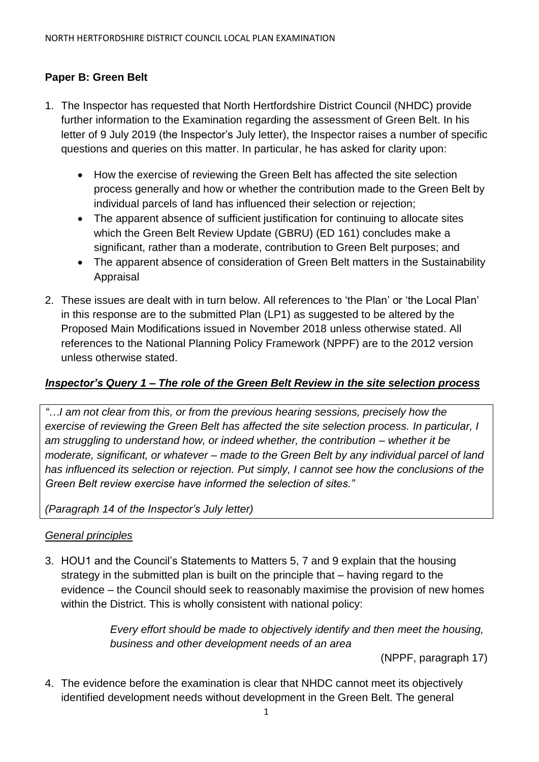## Paper B: Green Belt

1. The Inspector has requested that North Hertfordshire District Council (NHDC) provide further information to the Examination regarding the assessment of Green Belt. In his letter of 9 July 2019 (the Inspector's July letter), the Inspector raises a number of specific questions and queries on this matter. In particular, he has asked for clarity upon:

    - How the exercise of reviewing the Green Belt has affected the site selection process generally and how or whether the contribution made to the Green Belt by individual parcels of land has influenced their selection or rejection;
    - The apparent absence of sufficient justification for continuing to allocate sites which the Green Belt Review Update (GBRU) (ED 161) concludes make a significant, rather than a moderate, contribution to Green Belt purposes; and
    - The apparent absence of consideration of Green Belt matters in the Sustainability Appraisal

2. These issues are dealt with in turn below. All references to 'the Plan' or 'the Local Plan' in this response are to the submitted Plan (LP1) as suggested to be altered by the Proposed Main Modifications issued in November 2018 unless otherwise stated. All references to the National Planning Policy Framework (NPPF) are to the 2012 version unless otherwise stated.

### ***Inspector's Query 1 – The role of the Green Belt Review in the site selection process***

> *"…I am not clear from this, or from the previous hearing sessions, precisely how the exercise of reviewing the Green Belt has affected the site selection process. In particular, I am struggling to understand how, or indeed whether, the contribution – whether it be moderate, significant, or whatever – made to the Green Belt by any individual parcel of land has influenced its selection or rejection. Put simply, I cannot see how the conclusions of the Green Belt review exercise have informed the selection of sites."*
>
> *(Paragraph 14 of the Inspector's July letter)*

#### *General principles*

3. HOU1 and the Council's Statements to Matters 5, 7 and 9 explain that the housing strategy in the submitted plan is built on the principle that – having regard to the evidence – the Council should seek to reasonably maximise the provision of new homes within the District. This is wholly consistent with national policy:

    > *Every effort should be made to objectively identify and then meet the housing, business and other development needs of an area*
    >
    > (NPPF, paragraph 17)

4. The evidence before the examination is clear that NHDC cannot meet its objectively identified development needs without development in the Green Belt. The general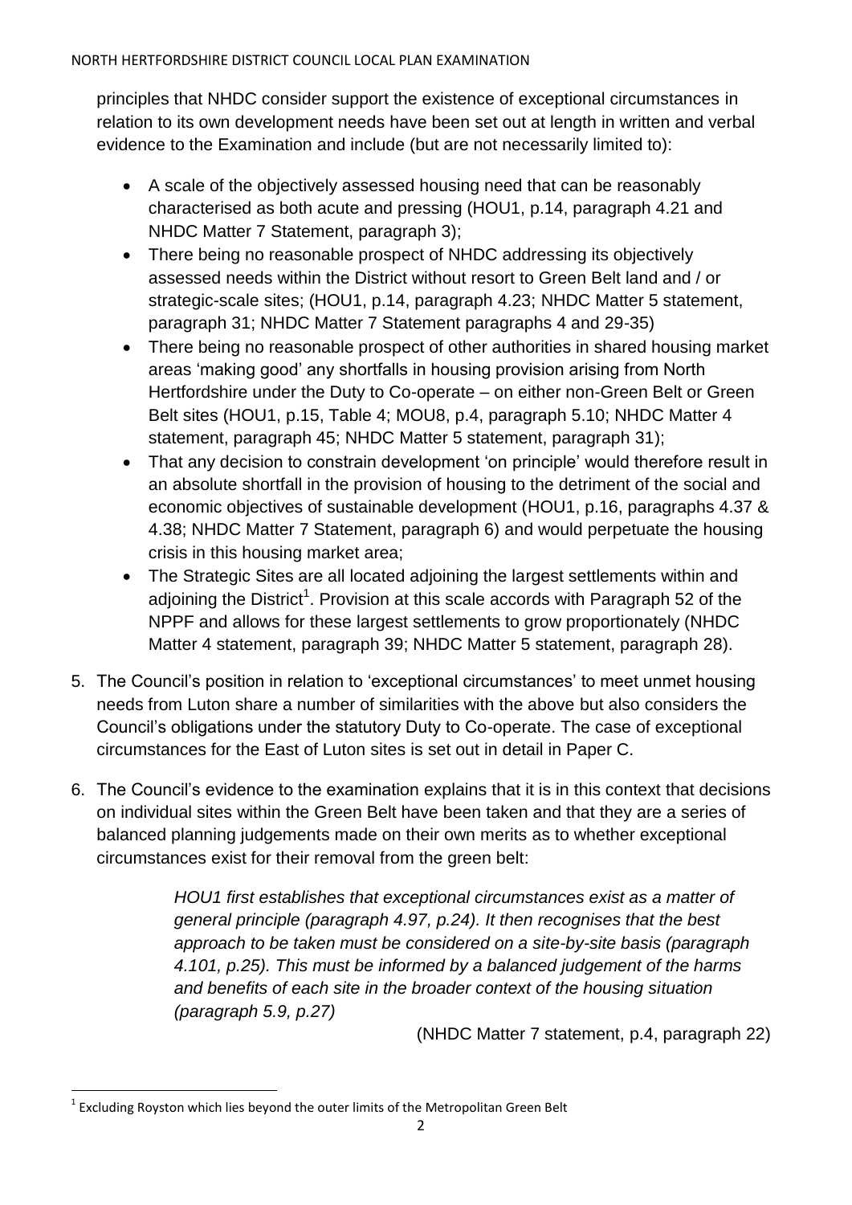principles that NHDC consider support the existence of exceptional circumstances in relation to its own development needs have been set out at length in written and verbal evidence to the Examination and include (but are not necessarily limited to):

- A scale of the objectively assessed housing need that can be reasonably characterised as both acute and pressing (HOU1, p.14, paragraph 4.21 and NHDC Matter 7 Statement, paragraph 3);
- There being no reasonable prospect of NHDC addressing its objectively assessed needs within the District without resort to Green Belt land and / or strategic-scale sites; (HOU1, p.14, paragraph 4.23; NHDC Matter 5 statement, paragraph 31; NHDC Matter 7 Statement paragraphs 4 and 29-35)
- There being no reasonable prospect of other authorities in shared housing market areas 'making good' any shortfalls in housing provision arising from North Hertfordshire under the Duty to Co-operate – on either non-Green Belt or Green Belt sites (HOU1, p.15, Table 4; MOU8, p.4, paragraph 5.10; NHDC Matter 4 statement, paragraph 45; NHDC Matter 5 statement, paragraph 31);
- That any decision to constrain development 'on principle' would therefore result in an absolute shortfall in the provision of housing to the detriment of the social and economic objectives of sustainable development (HOU1, p.16, paragraphs 4.37 & 4.38; NHDC Matter 7 Statement, paragraph 6) and would perpetuate the housing crisis in this housing market area;
- The Strategic Sites are all located adjoining the largest settlements within and adjoining the District[1]. Provision at this scale accords with Paragraph 52 of the NPPF and allows for these largest settlements to grow proportionately (NHDC Matter 4 statement, paragraph 39; NHDC Matter 5 statement, paragraph 28).

5. The Council's position in relation to 'exceptional circumstances' to meet unmet housing needs from Luton share a number of similarities with the above but also considers the Council's obligations under the statutory Duty to Co-operate. The case of exceptional circumstances for the East of Luton sites is set out in detail in Paper C.

6. The Council's evidence to the examination explains that it is in this context that decisions on individual sites within the Green Belt have been taken and that they are a series of balanced planning judgements made on their own merits as to whether exceptional circumstances exist for their removal from the green belt:

> *HOU1 first establishes that exceptional circumstances exist as a matter of general principle (paragraph 4.97, p.24). It then recognises that the best approach to be taken must be considered on a site-by-site basis (paragraph 4.101, p.25). This must be informed by a balanced judgement of the harms and benefits of each site in the broader context of the housing situation (paragraph 5.9, p.27)*
>
> (NHDC Matter 7 statement, p.4, paragraph 22)

[1] Excluding Royston which lies beyond the outer limits of the Metropolitan Green Belt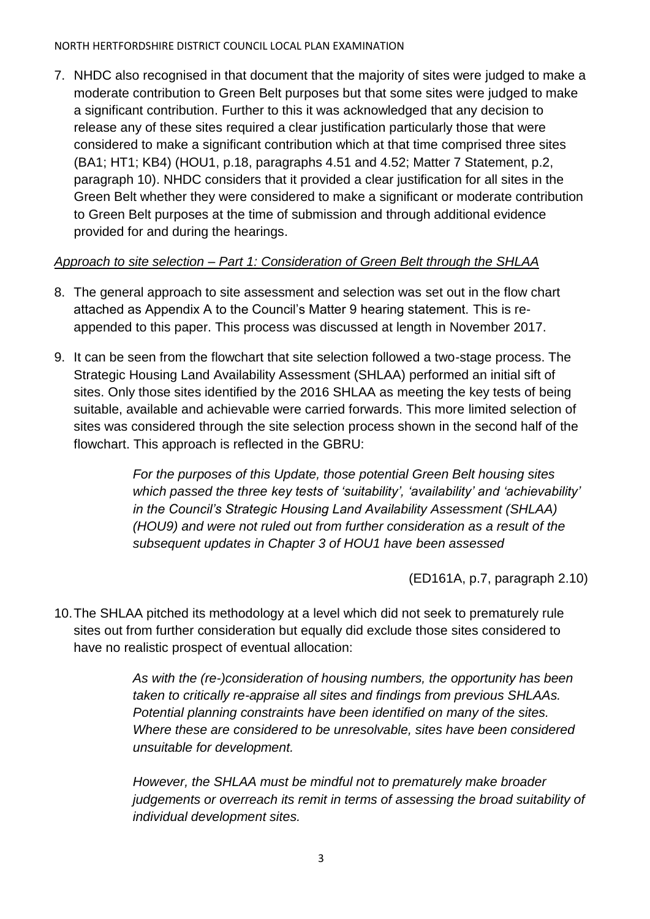7. NHDC also recognised in that document that the majority of sites were judged to make a moderate contribution to Green Belt purposes but that some sites were judged to make a significant contribution. Further to this it was acknowledged that any decision to release any of these sites required a clear justification particularly those that were considered to make a significant contribution which at that time comprised three sites (BA1; HT1; KB4) (HOU1, p.18, paragraphs 4.51 and 4.52; Matter 7 Statement, p.2, paragraph 10). NHDC considers that it provided a clear justification for all sites in the Green Belt whether they were considered to make a significant or moderate contribution to Green Belt purposes at the time of submission and through additional evidence provided for and during the hearings.

<u>*Approach to site selection – Part 1: Consideration of Green Belt through the SHLAA*</u>

8. The general approach to site assessment and selection was set out in the flow chart attached as Appendix A to the Council's Matter 9 hearing statement. This is re-appended to this paper. This process was discussed at length in November 2017.

9. It can be seen from the flowchart that site selection followed a two-stage process. The Strategic Housing Land Availability Assessment (SHLAA) performed an initial sift of sites. Only those sites identified by the 2016 SHLAA as meeting the key tests of being suitable, available and achievable were carried forwards. This more limited selection of sites was considered through the site selection process shown in the second half of the flowchart. This approach is reflected in the GBRU:

> *For the purposes of this Update, those potential Green Belt housing sites which passed the three key tests of 'suitability', 'availability' and 'achievability' in the Council's Strategic Housing Land Availability Assessment (SHLAA) (HOU9) and were not ruled out from further consideration as a result of the subsequent updates in Chapter 3 of HOU1 have been assessed*

(ED161A, p.7, paragraph 2.10)

10. The SHLAA pitched its methodology at a level which did not seek to prematurely rule sites out from further consideration but equally did exclude those sites considered to have no realistic prospect of eventual allocation:

> *As with the (re-)consideration of housing numbers, the opportunity has been taken to critically re-appraise all sites and findings from previous SHLAAs. Potential planning constraints have been identified on many of the sites. Where these are considered to be unresolvable, sites have been considered unsuitable for development.*
>
> *However, the SHLAA must be mindful not to prematurely make broader judgements or overreach its remit in terms of assessing the broad suitability of individual development sites.*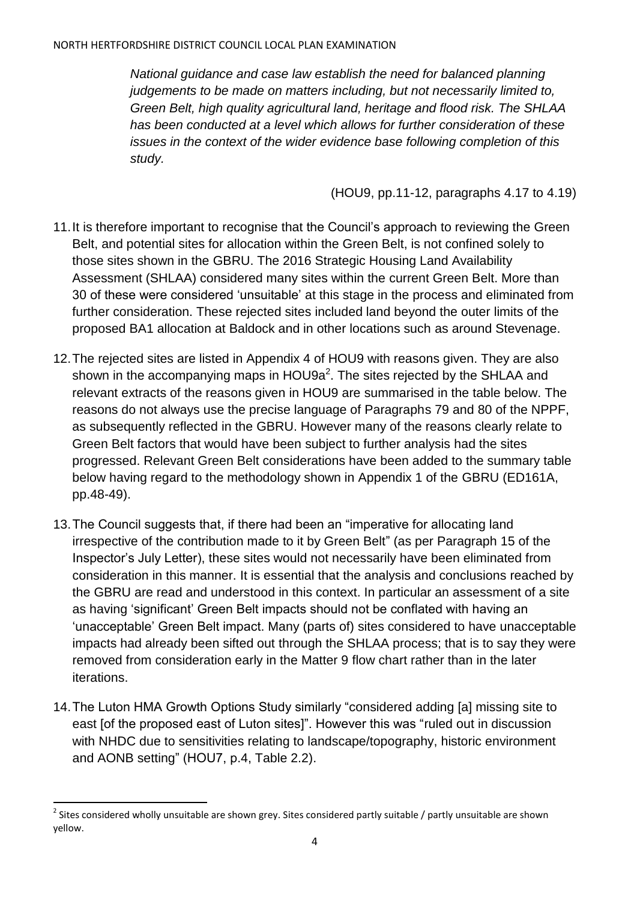*National guidance and case law establish the need for balanced planning judgements to be made on matters including, but not necessarily limited to, Green Belt, high quality agricultural land, heritage and flood risk. The SHLAA has been conducted at a level which allows for further consideration of these issues in the context of the wider evidence base following completion of this study.*

(HOU9, pp.11-12, paragraphs 4.17 to 4.19)

11. It is therefore important to recognise that the Council's approach to reviewing the Green Belt, and potential sites for allocation within the Green Belt, is not confined solely to those sites shown in the GBRU. The 2016 Strategic Housing Land Availability Assessment (SHLAA) considered many sites within the current Green Belt. More than 30 of these were considered 'unsuitable' at this stage in the process and eliminated from further consideration. These rejected sites included land beyond the outer limits of the proposed BA1 allocation at Baldock and in other locations such as around Stevenage.

12. The rejected sites are listed in Appendix 4 of HOU9 with reasons given. They are also shown in the accompanying maps in HOU9a[2]. The sites rejected by the SHLAA and relevant extracts of the reasons given in HOU9 are summarised in the table below. The reasons do not always use the precise language of Paragraphs 79 and 80 of the NPPF, as subsequently reflected in the GBRU. However many of the reasons clearly relate to Green Belt factors that would have been subject to further analysis had the sites progressed. Relevant Green Belt considerations have been added to the summary table below having regard to the methodology shown in Appendix 1 of the GBRU (ED161A, pp.48-49).

13. The Council suggests that, if there had been an "imperative for allocating land irrespective of the contribution made to it by Green Belt" (as per Paragraph 15 of the Inspector's July Letter), these sites would not necessarily have been eliminated from consideration in this manner. It is essential that the analysis and conclusions reached by the GBRU are read and understood in this context. In particular an assessment of a site as having 'significant' Green Belt impacts should not be conflated with having an 'unacceptable' Green Belt impact. Many (parts of) sites considered to have unacceptable impacts had already been sifted out through the SHLAA process; that is to say they were removed from consideration early in the Matter 9 flow chart rather than in the later iterations.

14. The Luton HMA Growth Options Study similarly "considered adding [a] missing site to east [of the proposed east of Luton sites]". However this was "ruled out in discussion with NHDC due to sensitivities relating to landscape/topography, historic environment and AONB setting" (HOU7, p.4, Table 2.2).

[2] Sites considered wholly unsuitable are shown grey. Sites considered partly suitable / partly unsuitable are shown yellow.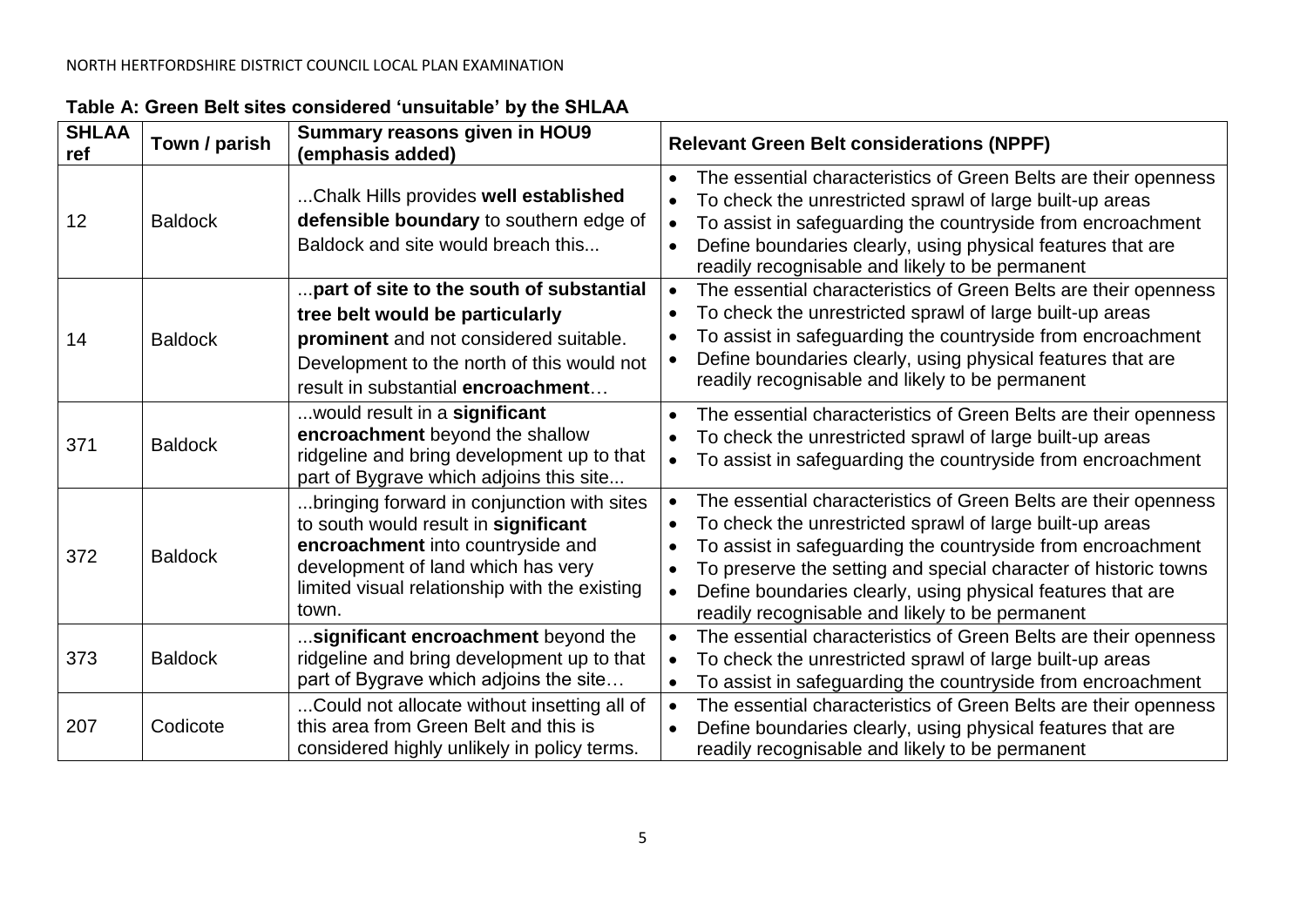**Table A: Green Belt sites considered 'unsuitable' by the SHLAA**

| SHLAA ref | Town / parish | Summary reasons given in HOU9 (emphasis added) | Relevant Green Belt considerations (NPPF) |
|---|---|---|---|
| 12 | Baldock | ...Chalk Hills provides **well established defensible boundary** to southern edge of Baldock and site would breach this... | • The essential characteristics of Green Belts are their openness<br>• To check the unrestricted sprawl of large built-up areas<br>• To assist in safeguarding the countryside from encroachment<br>• Define boundaries clearly, using physical features that are readily recognisable and likely to be permanent |
| 14 | Baldock | ...**part of site to the south of substantial tree belt would be particularly prominent** and not considered suitable. Development to the north of this would not result in substantial **encroachment**… | • The essential characteristics of Green Belts are their openness<br>• To check the unrestricted sprawl of large built-up areas<br>• To assist in safeguarding the countryside from encroachment<br>• Define boundaries clearly, using physical features that are readily recognisable and likely to be permanent |
| 371 | Baldock | ...would result in a **significant encroachment** beyond the shallow ridgeline and bring development up to that part of Bygrave which adjoins this site... | • The essential characteristics of Green Belts are their openness<br>• To check the unrestricted sprawl of large built-up areas<br>• To assist in safeguarding the countryside from encroachment |
| 372 | Baldock | ...bringing forward in conjunction with sites to south would result in **significant encroachment** into countryside and development of land which has very limited visual relationship with the existing town. | • The essential characteristics of Green Belts are their openness<br>• To check the unrestricted sprawl of large built-up areas<br>• To assist in safeguarding the countryside from encroachment<br>• To preserve the setting and special character of historic towns<br>• Define boundaries clearly, using physical features that are readily recognisable and likely to be permanent |
| 373 | Baldock | ...**significant encroachment** beyond the ridgeline and bring development up to that part of Bygrave which adjoins the site… | • The essential characteristics of Green Belts are their openness<br>• To check the unrestricted sprawl of large built-up areas<br>• To assist in safeguarding the countryside from encroachment |
| 207 | Codicote | ...Could not allocate without insetting all of this area from Green Belt and this is considered highly unlikely in policy terms. | • The essential characteristics of Green Belts are their openness<br>• Define boundaries clearly, using physical features that are readily recognisable and likely to be permanent |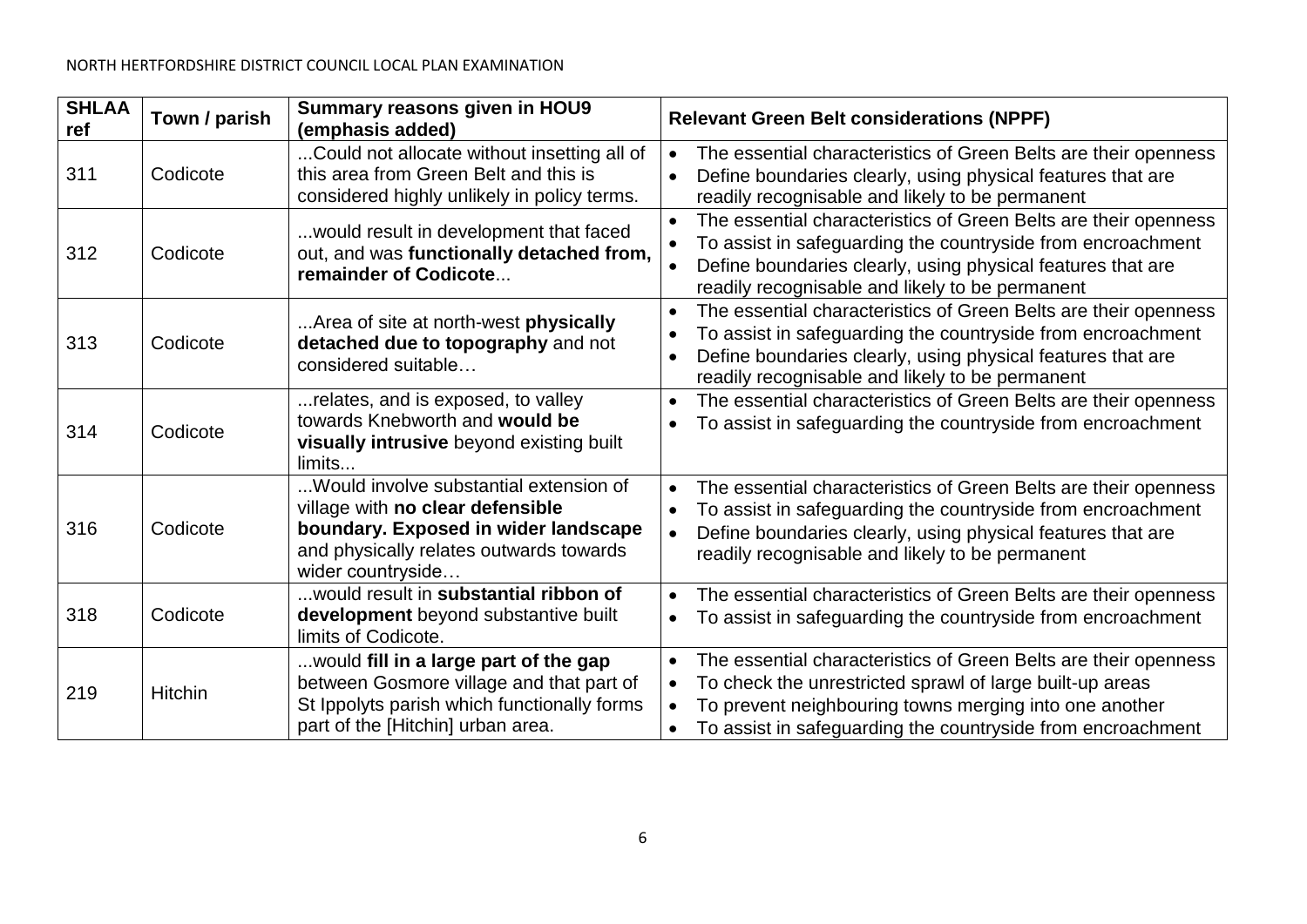| SHLAA ref | Town / parish | Summary reasons given in HOU9 (emphasis added) | Relevant Green Belt considerations (NPPF) |
|---|---|---|---|
| 311 | Codicote | ...Could not allocate without insetting all of this area from Green Belt and this is considered highly unlikely in policy terms. | • The essential characteristics of Green Belts are their openness<br>• Define boundaries clearly, using physical features that are readily recognisable and likely to be permanent |
| 312 | Codicote | ...would result in development that faced out, and was **functionally detached from, remainder of Codicote**... | • The essential characteristics of Green Belts are their openness<br>• To assist in safeguarding the countryside from encroachment<br>• Define boundaries clearly, using physical features that are readily recognisable and likely to be permanent |
| 313 | Codicote | ...Area of site at north-west **physically detached due to topography** and not considered suitable… | • The essential characteristics of Green Belts are their openness<br>• To assist in safeguarding the countryside from encroachment<br>• Define boundaries clearly, using physical features that are readily recognisable and likely to be permanent |
| 314 | Codicote | ...relates, and is exposed, to valley towards Knebworth and **would be visually intrusive** beyond existing built limits... | • The essential characteristics of Green Belts are their openness<br>• To assist in safeguarding the countryside from encroachment |
| 316 | Codicote | ...Would involve substantial extension of village with **no clear defensible boundary. Exposed in wider landscape** and physically relates outwards towards wider countryside… | • The essential characteristics of Green Belts are their openness<br>• To assist in safeguarding the countryside from encroachment<br>• Define boundaries clearly, using physical features that are readily recognisable and likely to be permanent |
| 318 | Codicote | ...would result in **substantial ribbon of development** beyond substantive built limits of Codicote. | • The essential characteristics of Green Belts are their openness<br>• To assist in safeguarding the countryside from encroachment |
| 219 | Hitchin | ...would **fill in a large part of the gap** between Gosmore village and that part of St Ippolyts parish which functionally forms part of the [Hitchin] urban area. | • The essential characteristics of Green Belts are their openness<br>• To check the unrestricted sprawl of large built-up areas<br>• To prevent neighbouring towns merging into one another<br>• To assist in safeguarding the countryside from encroachment |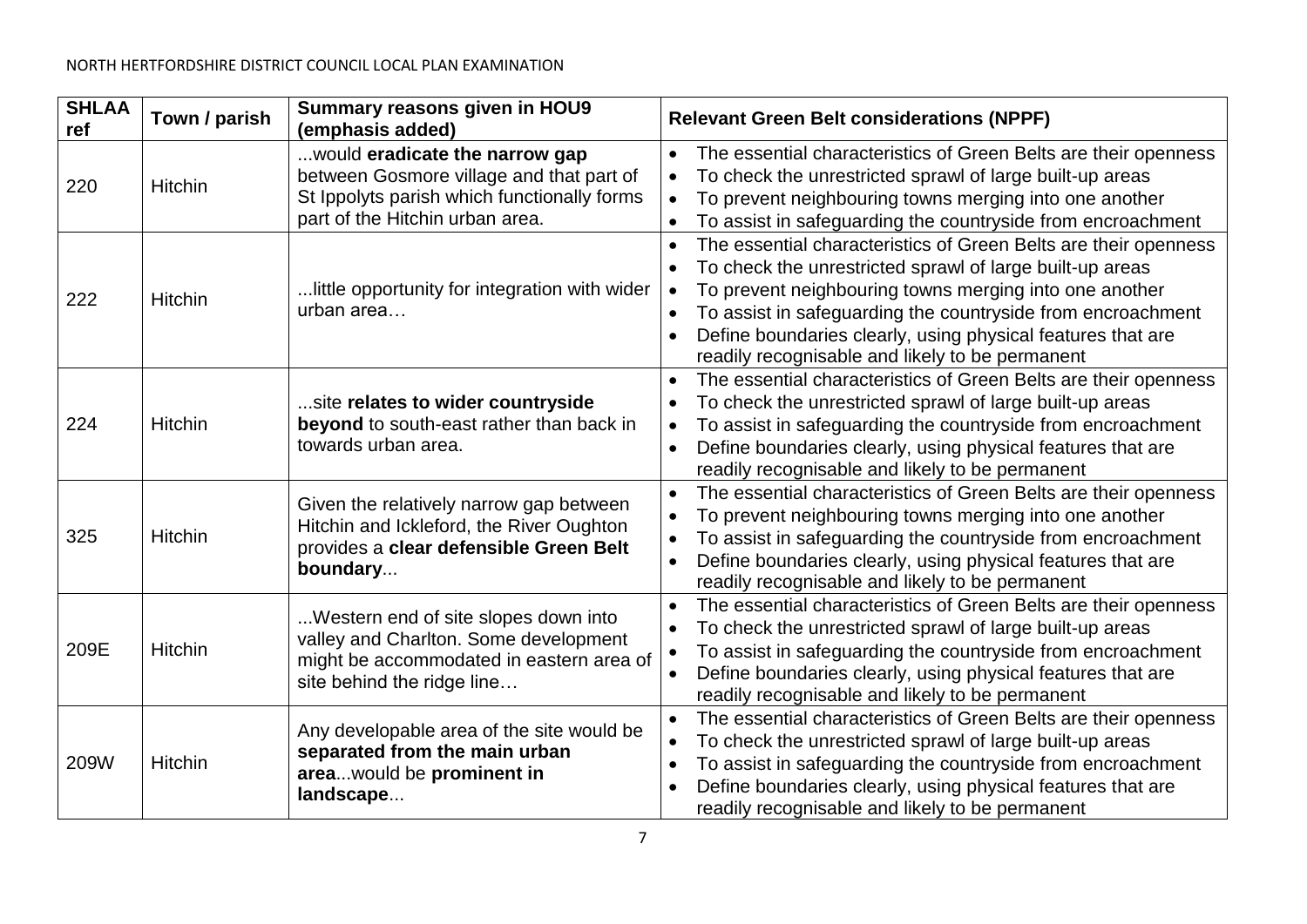| SHLAA ref | Town / parish | Summary reasons given in HOU9 (emphasis added) | Relevant Green Belt considerations (NPPF) |
|---|---|---|---|
| 220 | Hitchin | ...would **eradicate the narrow gap** between Gosmore village and that part of St Ippolyts parish which functionally forms part of the Hitchin urban area. | • The essential characteristics of Green Belts are their openness<br>• To check the unrestricted sprawl of large built-up areas<br>• To prevent neighbouring towns merging into one another<br>• To assist in safeguarding the countryside from encroachment |
| 222 | Hitchin | ...little opportunity for integration with wider urban area… | • The essential characteristics of Green Belts are their openness<br>• To check the unrestricted sprawl of large built-up areas<br>• To prevent neighbouring towns merging into one another<br>• To assist in safeguarding the countryside from encroachment<br>• Define boundaries clearly, using physical features that are readily recognisable and likely to be permanent |
| 224 | Hitchin | ...site **relates to wider countryside beyond** to south-east rather than back in towards urban area. | • The essential characteristics of Green Belts are their openness<br>• To check the unrestricted sprawl of large built-up areas<br>• To assist in safeguarding the countryside from encroachment<br>• Define boundaries clearly, using physical features that are readily recognisable and likely to be permanent |
| 325 | Hitchin | Given the relatively narrow gap between Hitchin and Ickleford, the River Oughton provides a **clear defensible Green Belt boundary**... | • The essential characteristics of Green Belts are their openness<br>• To prevent neighbouring towns merging into one another<br>• To assist in safeguarding the countryside from encroachment<br>• Define boundaries clearly, using physical features that are readily recognisable and likely to be permanent |
| 209E | Hitchin | ...Western end of site slopes down into valley and Charlton. Some development might be accommodated in eastern area of site behind the ridge line… | • The essential characteristics of Green Belts are their openness<br>• To check the unrestricted sprawl of large built-up areas<br>• To assist in safeguarding the countryside from encroachment<br>• Define boundaries clearly, using physical features that are readily recognisable and likely to be permanent |
| 209W | Hitchin | Any developable area of the site would be **separated from the main urban area**...would be **prominent in landscape**... | • The essential characteristics of Green Belts are their openness<br>• To check the unrestricted sprawl of large built-up areas<br>• To assist in safeguarding the countryside from encroachment<br>• Define boundaries clearly, using physical features that are readily recognisable and likely to be permanent |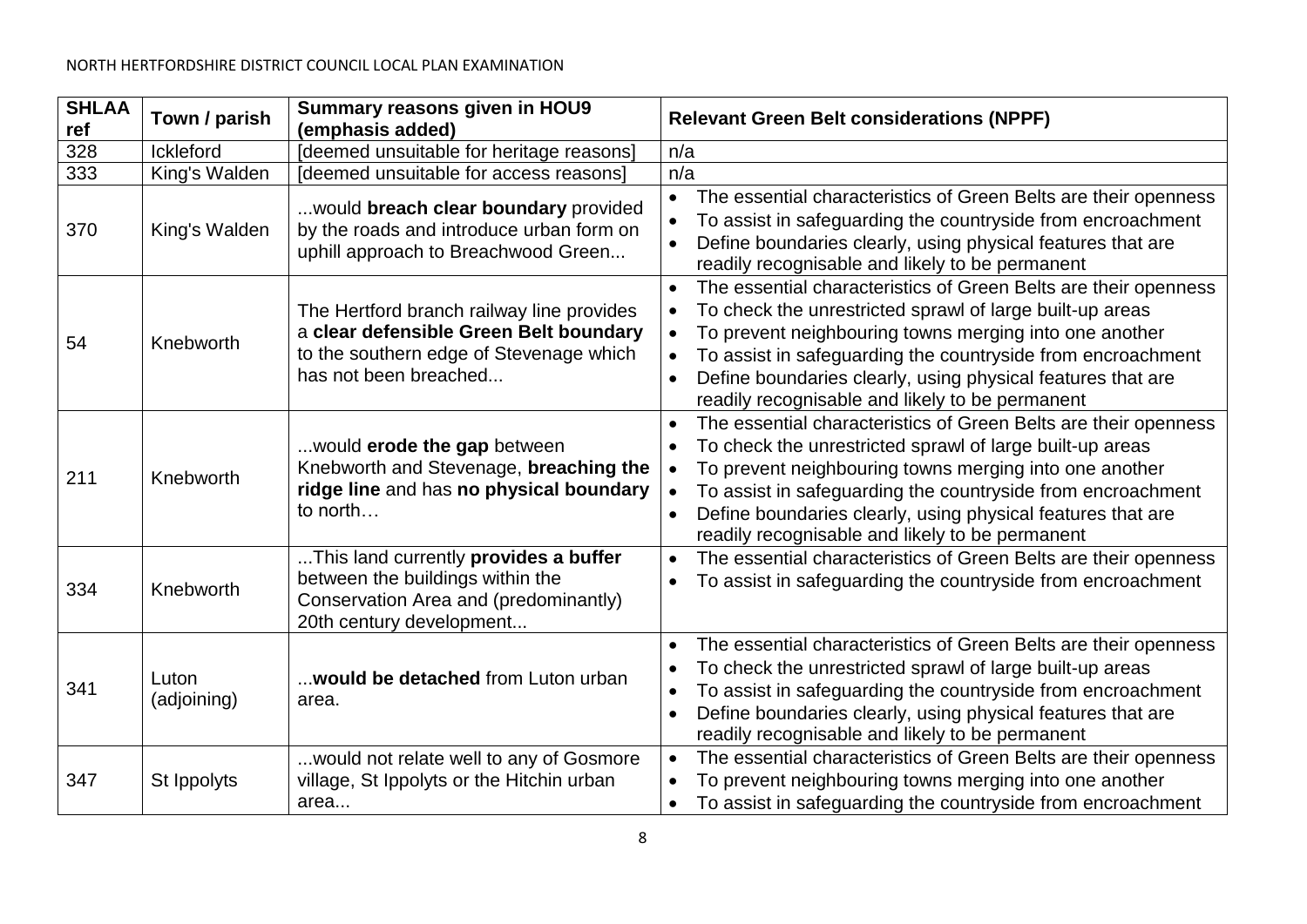| SHLAA ref | Town / parish | Summary reasons given in HOU9 (emphasis added) | Relevant Green Belt considerations (NPPF) |
|---|---|---|---|
| 328 | Ickleford | [deemed unsuitable for heritage reasons] | n/a |
| 333 | King's Walden | [deemed unsuitable for access reasons] | n/a |
| 370 | King's Walden | ...would **breach clear boundary** provided by the roads and introduce urban form on uphill approach to Breachwood Green... | • The essential characteristics of Green Belts are their openness<br>• To assist in safeguarding the countryside from encroachment<br>• Define boundaries clearly, using physical features that are readily recognisable and likely to be permanent |
| 54 | Knebworth | The Hertford branch railway line provides a **clear defensible Green Belt boundary** to the southern edge of Stevenage which has not been breached... | • The essential characteristics of Green Belts are their openness<br>• To check the unrestricted sprawl of large built-up areas<br>• To prevent neighbouring towns merging into one another<br>• To assist in safeguarding the countryside from encroachment<br>• Define boundaries clearly, using physical features that are readily recognisable and likely to be permanent |
| 211 | Knebworth | ...would **erode the gap** between Knebworth and Stevenage, **breaching the ridge line** and has **no physical boundary** to north… | • The essential characteristics of Green Belts are their openness<br>• To check the unrestricted sprawl of large built-up areas<br>• To prevent neighbouring towns merging into one another<br>• To assist in safeguarding the countryside from encroachment<br>• Define boundaries clearly, using physical features that are readily recognisable and likely to be permanent |
| 334 | Knebworth | ...This land currently **provides a buffer** between the buildings within the Conservation Area and (predominantly) 20th century development... | • The essential characteristics of Green Belts are their openness<br>• To assist in safeguarding the countryside from encroachment |
| 341 | Luton (adjoining) | ...**would be detached** from Luton urban area. | • The essential characteristics of Green Belts are their openness<br>• To check the unrestricted sprawl of large built-up areas<br>• To assist in safeguarding the countryside from encroachment<br>• Define boundaries clearly, using physical features that are readily recognisable and likely to be permanent |
| 347 | St Ippolyts | ...would not relate well to any of Gosmore village, St Ippolyts or the Hitchin urban area... | • The essential characteristics of Green Belts are their openness<br>• To prevent neighbouring towns merging into one another<br>• To assist in safeguarding the countryside from encroachment |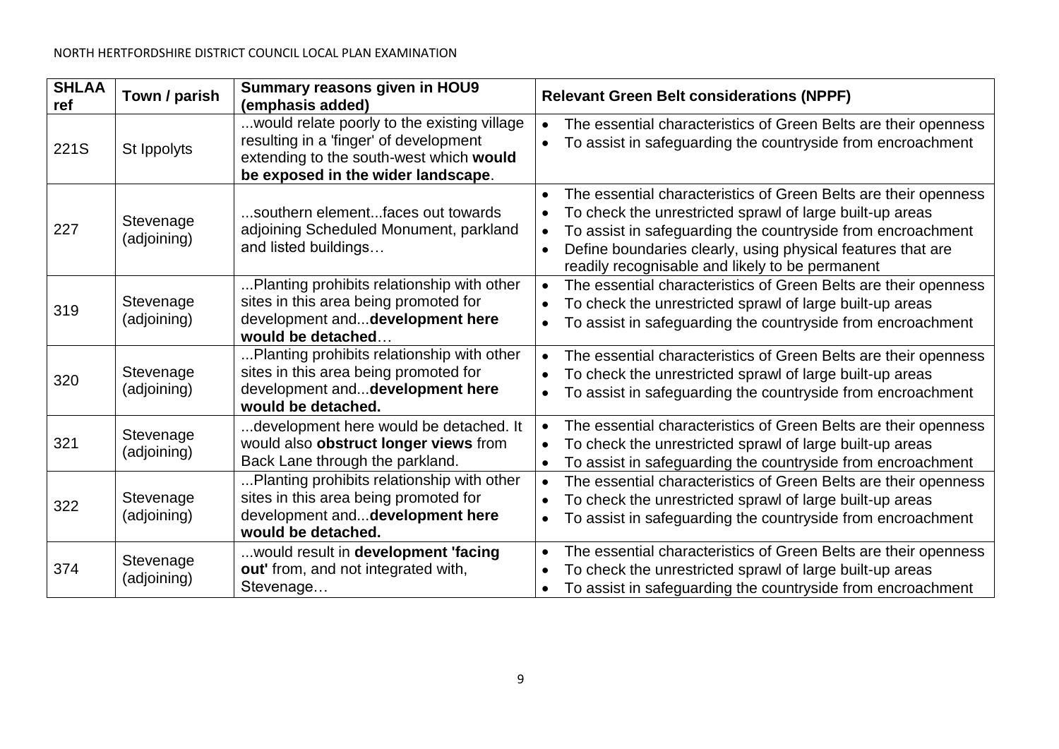| SHLAA ref | Town / parish | Summary reasons given in HOU9 (emphasis added) | Relevant Green Belt considerations (NPPF) |
|---|---|---|---|
| 221S | St Ippolyts | ...would relate poorly to the existing village resulting in a 'finger' of development extending to the south-west which **would be exposed in the wider landscape**. | • The essential characteristics of Green Belts are their openness<br>• To assist in safeguarding the countryside from encroachment |
| 227 | Stevenage (adjoining) | ...southern element...faces out towards adjoining Scheduled Monument, parkland and listed buildings… | • The essential characteristics of Green Belts are their openness<br>• To check the unrestricted sprawl of large built-up areas<br>• To assist in safeguarding the countryside from encroachment<br>• Define boundaries clearly, using physical features that are readily recognisable and likely to be permanent |
| 319 | Stevenage (adjoining) | ...Planting prohibits relationship with other sites in this area being promoted for development and...**development here would be detached**… | • The essential characteristics of Green Belts are their openness<br>• To check the unrestricted sprawl of large built-up areas<br>• To assist in safeguarding the countryside from encroachment |
| 320 | Stevenage (adjoining) | ...Planting prohibits relationship with other sites in this area being promoted for development and...**development here would be detached.** | • The essential characteristics of Green Belts are their openness<br>• To check the unrestricted sprawl of large built-up areas<br>• To assist in safeguarding the countryside from encroachment |
| 321 | Stevenage (adjoining) | ...development here would be detached. It would also **obstruct longer views** from Back Lane through the parkland. | • The essential characteristics of Green Belts are their openness<br>• To check the unrestricted sprawl of large built-up areas<br>• To assist in safeguarding the countryside from encroachment |
| 322 | Stevenage (adjoining) | ...Planting prohibits relationship with other sites in this area being promoted for development and...**development here would be detached.** | • The essential characteristics of Green Belts are their openness<br>• To check the unrestricted sprawl of large built-up areas<br>• To assist in safeguarding the countryside from encroachment |
| 374 | Stevenage (adjoining) | ...would result in **development 'facing out'** from, and not integrated with, Stevenage… | • The essential characteristics of Green Belts are their openness<br>• To check the unrestricted sprawl of large built-up areas<br>• To assist in safeguarding the countryside from encroachment |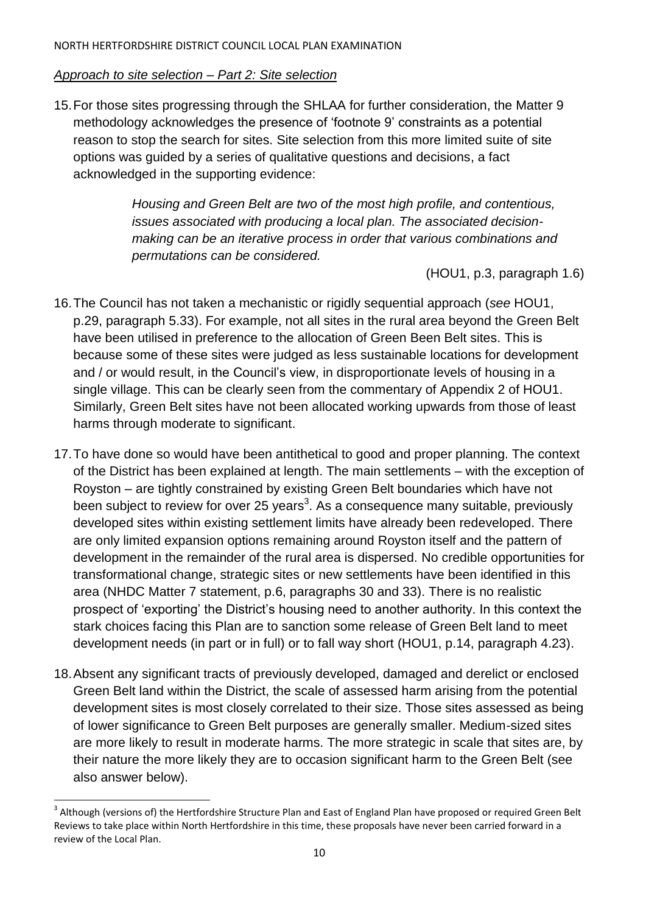*Approach to site selection – Part 2: Site selection*

15. For those sites progressing through the SHLAA for further consideration, the Matter 9 methodology acknowledges the presence of 'footnote 9' constraints as a potential reason to stop the search for sites. Site selection from this more limited suite of site options was guided by a series of qualitative questions and decisions, a fact acknowledged in the supporting evidence:

> *Housing and Green Belt are two of the most high profile, and contentious, issues associated with producing a local plan. The associated decision-making can be an iterative process in order that various combinations and permutations can be considered.*
>
> (HOU1, p.3, paragraph 1.6)

16. The Council has not taken a mechanistic or rigidly sequential approach (*see* HOU1, p.29, paragraph 5.33). For example, not all sites in the rural area beyond the Green Belt have been utilised in preference to the allocation of Green Been Belt sites. This is because some of these sites were judged as less sustainable locations for development and / or would result, in the Council's view, in disproportionate levels of housing in a single village. This can be clearly seen from the commentary of Appendix 2 of HOU1. Similarly, Green Belt sites have not been allocated working upwards from those of least harms through moderate to significant.

17. To have done so would have been antithetical to good and proper planning. The context of the District has been explained at length. The main settlements – with the exception of Royston – are tightly constrained by existing Green Belt boundaries which have not been subject to review for over 25 years[3]. As a consequence many suitable, previously developed sites within existing settlement limits have already been redeveloped. There are only limited expansion options remaining around Royston itself and the pattern of development in the remainder of the rural area is dispersed. No credible opportunities for transformational change, strategic sites or new settlements have been identified in this area (NHDC Matter 7 statement, p.6, paragraphs 30 and 33). There is no realistic prospect of 'exporting' the District's housing need to another authority. In this context the stark choices facing this Plan are to sanction some release of Green Belt land to meet development needs (in part or in full) or to fall way short (HOU1, p.14, paragraph 4.23).

18. Absent any significant tracts of previously developed, damaged and derelict or enclosed Green Belt land within the District, the scale of assessed harm arising from the potential development sites is most closely correlated to their size. Those sites assessed as being of lower significance to Green Belt purposes are generally smaller. Medium-sized sites are more likely to result in moderate harms. The more strategic in scale that sites are, by their nature the more likely they are to occasion significant harm to the Green Belt (see also answer below).

---

[3] Although (versions of) the Hertfordshire Structure Plan and East of England Plan have proposed or required Green Belt Reviews to take place within North Hertfordshire in this time, these proposals have never been carried forward in a review of the Local Plan.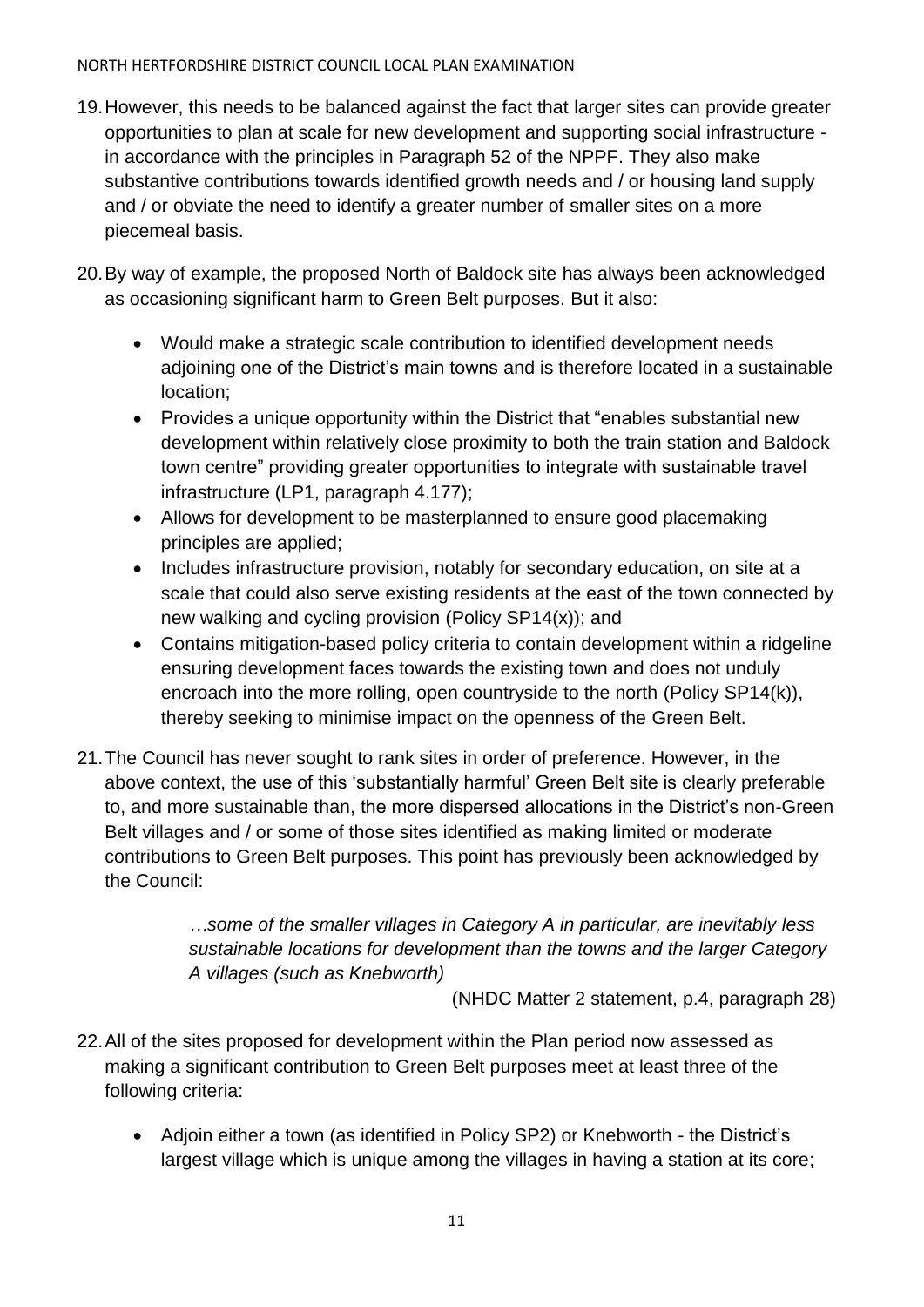19. However, this needs to be balanced against the fact that larger sites can provide greater opportunities to plan at scale for new development and supporting social infrastructure - in accordance with the principles in Paragraph 52 of the NPPF. They also make substantive contributions towards identified growth needs and / or housing land supply and / or obviate the need to identify a greater number of smaller sites on a more piecemeal basis.

20. By way of example, the proposed North of Baldock site has always been acknowledged as occasioning significant harm to Green Belt purposes. But it also:

    - Would make a strategic scale contribution to identified development needs adjoining one of the District's main towns and is therefore located in a sustainable location;
    - Provides a unique opportunity within the District that "enables substantial new development within relatively close proximity to both the train station and Baldock town centre" providing greater opportunities to integrate with sustainable travel infrastructure (LP1, paragraph 4.177);
    - Allows for development to be masterplanned to ensure good placemaking principles are applied;
    - Includes infrastructure provision, notably for secondary education, on site at a scale that could also serve existing residents at the east of the town connected by new walking and cycling provision (Policy SP14(x)); and
    - Contains mitigation-based policy criteria to contain development within a ridgeline ensuring development faces towards the existing town and does not unduly encroach into the more rolling, open countryside to the north (Policy SP14(k)), thereby seeking to minimise impact on the openness of the Green Belt.

21. The Council has never sought to rank sites in order of preference. However, in the above context, the use of this 'substantially harmful' Green Belt site is clearly preferable to, and more sustainable than, the more dispersed allocations in the District's non-Green Belt villages and / or some of those sites identified as making limited or moderate contributions to Green Belt purposes. This point has previously been acknowledged by the Council:

    > *…some of the smaller villages in Category A in particular, are inevitably less sustainable locations for development than the towns and the larger Category A villages (such as Knebworth)*
    >
    > (NHDC Matter 2 statement, p.4, paragraph 28)

22. All of the sites proposed for development within the Plan period now assessed as making a significant contribution to Green Belt purposes meet at least three of the following criteria:

    - Adjoin either a town (as identified in Policy SP2) or Knebworth - the District's largest village which is unique among the villages in having a station at its core;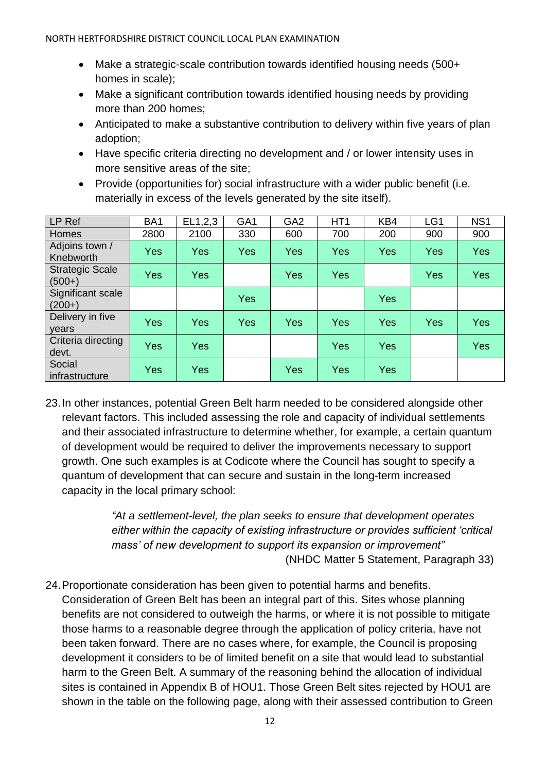- Make a strategic-scale contribution towards identified housing needs (500+ homes in scale);
- Make a significant contribution towards identified housing needs by providing more than 200 homes;
- Anticipated to make a substantive contribution to delivery within five years of plan adoption;
- Have specific criteria directing no development and / or lower intensity uses in more sensitive areas of the site;
- Provide (opportunities for) social infrastructure with a wider public benefit (i.e. materially in excess of the levels generated by the site itself).

| LP Ref | BA1 | EL1,2,3 | GA1 | GA2 | HT1 | KB4 | LG1 | NS1 |
|---|---|---|---|---|---|---|---|---|
| Homes | 2800 | 2100 | 330 | 600 | 700 | 200 | 900 | 900 |
| Adjoins town / Knebworth | Yes | Yes | Yes | Yes | Yes | Yes | Yes | Yes |
| Strategic Scale (500+) | Yes | Yes | | Yes | Yes | | Yes | Yes |
| Significant scale (200+) | | | Yes | | | Yes | | |
| Delivery in five years | Yes | Yes | Yes | Yes | Yes | Yes | Yes | Yes |
| Criteria directing devt. | Yes | Yes | | | Yes | Yes | | Yes |
| Social infrastructure | Yes | Yes | | Yes | Yes | Yes | | |

23. In other instances, potential Green Belt harm needed to be considered alongside other relevant factors. This included assessing the role and capacity of individual settlements and their associated infrastructure to determine whether, for example, a certain quantum of development would be required to deliver the improvements necessary to support growth. One such examples is at Codicote where the Council has sought to specify a quantum of development that can secure and sustain in the long-term increased capacity in the local primary school:

> *"At a settlement-level, the plan seeks to ensure that development operates either within the capacity of existing infrastructure or provides sufficient 'critical mass' of new development to support its expansion or improvement"*
> (NHDC Matter 5 Statement, Paragraph 33)

24. Proportionate consideration has been given to potential harms and benefits. Consideration of Green Belt has been an integral part of this. Sites whose planning benefits are not considered to outweigh the harms, or where it is not possible to mitigate those harms to a reasonable degree through the application of policy criteria, have not been taken forward. There are no cases where, for example, the Council is proposing development it considers to be of limited benefit on a site that would lead to substantial harm to the Green Belt. A summary of the reasoning behind the allocation of individual sites is contained in Appendix B of HOU1. Those Green Belt sites rejected by HOU1 are shown in the table on the following page, along with their assessed contribution to Green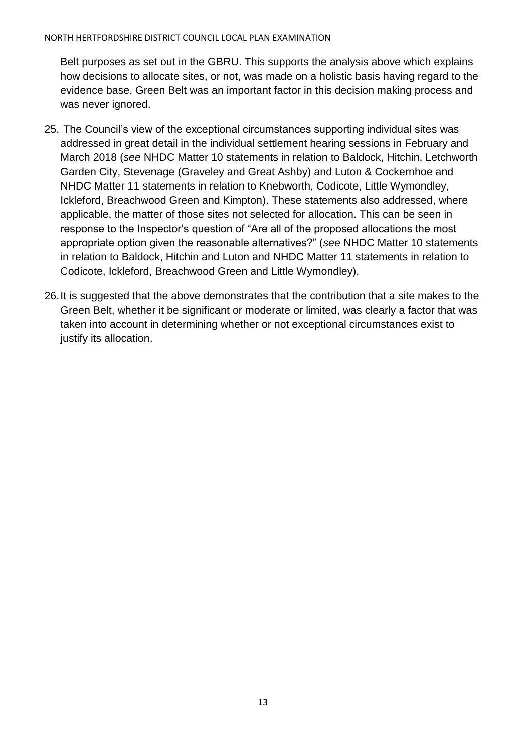Belt purposes as set out in the GBRU. This supports the analysis above which explains how decisions to allocate sites, or not, was made on a holistic basis having regard to the evidence base. Green Belt was an important factor in this decision making process and was never ignored.

25. The Council's view of the exceptional circumstances supporting individual sites was addressed in great detail in the individual settlement hearing sessions in February and March 2018 (*see* NHDC Matter 10 statements in relation to Baldock, Hitchin, Letchworth Garden City, Stevenage (Graveley and Great Ashby) and Luton & Cockernhoe and NHDC Matter 11 statements in relation to Knebworth, Codicote, Little Wymondley, Ickleford, Breachwood Green and Kimpton). These statements also addressed, where applicable, the matter of those sites not selected for allocation. This can be seen in response to the Inspector's question of "Are all of the proposed allocations the most appropriate option given the reasonable alternatives?" (*see* NHDC Matter 10 statements in relation to Baldock, Hitchin and Luton and NHDC Matter 11 statements in relation to Codicote, Ickleford, Breachwood Green and Little Wymondley).

26. It is suggested that the above demonstrates that the contribution that a site makes to the Green Belt, whether it be significant or moderate or limited, was clearly a factor that was taken into account in determining whether or not exceptional circumstances exist to justify its allocation.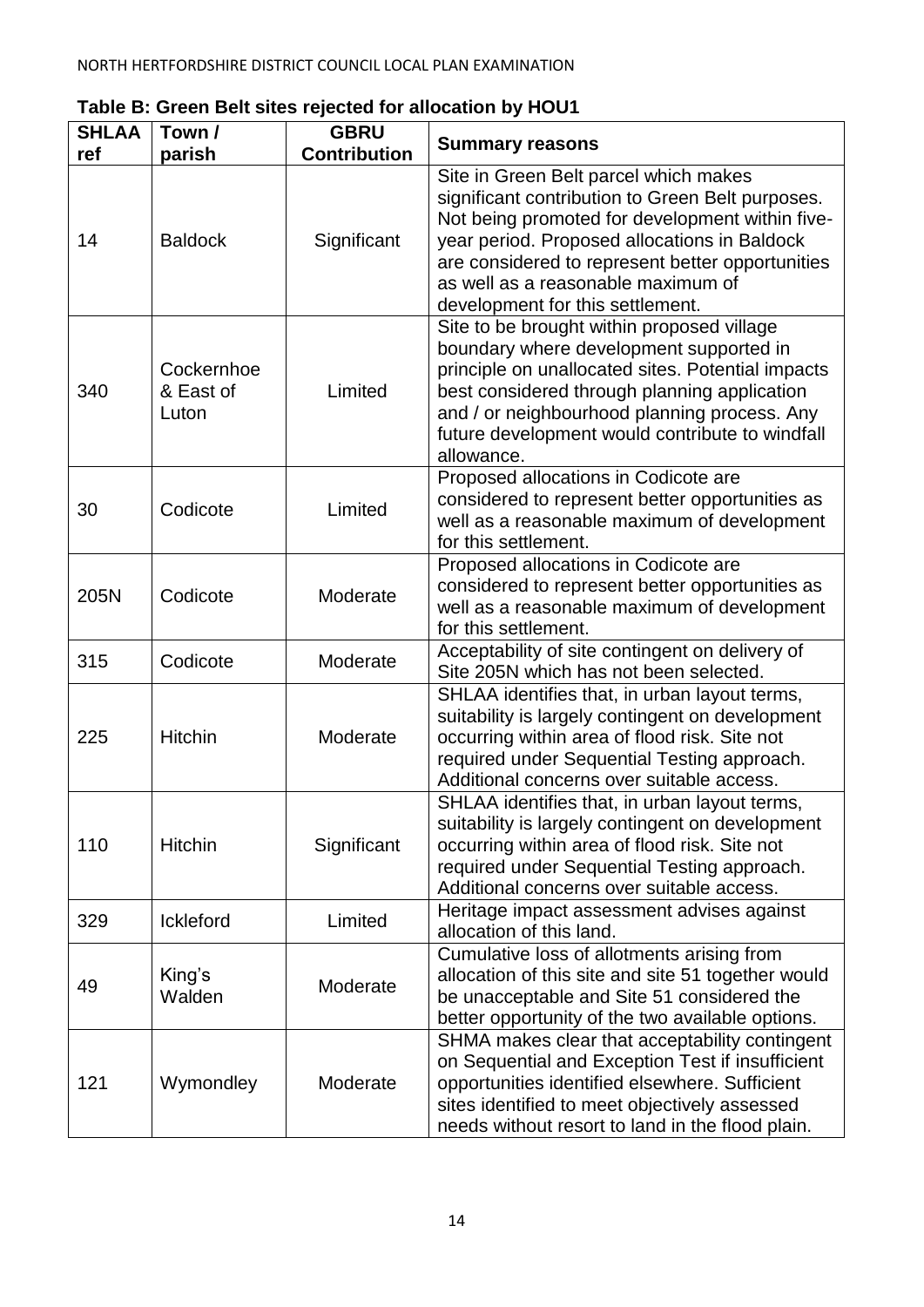**Table B: Green Belt sites rejected for allocation by HOU1**

| SHLAA ref | Town / parish | GBRU Contribution | Summary reasons |
|---|---|---|---|
| 14 | Baldock | Significant | Site in Green Belt parcel which makes significant contribution to Green Belt purposes. Not being promoted for development within five-year period. Proposed allocations in Baldock are considered to represent better opportunities as well as a reasonable maximum of development for this settlement. |
| 340 | Cockernhoe & East of Luton | Limited | Site to be brought within proposed village boundary where development supported in principle on unallocated sites. Potential impacts best considered through planning application and / or neighbourhood planning process. Any future development would contribute to windfall allowance. |
| 30 | Codicote | Limited | Proposed allocations in Codicote are considered to represent better opportunities as well as a reasonable maximum of development for this settlement. |
| 205N | Codicote | Moderate | Proposed allocations in Codicote are considered to represent better opportunities as well as a reasonable maximum of development for this settlement. |
| 315 | Codicote | Moderate | Acceptability of site contingent on delivery of Site 205N which has not been selected. |
| 225 | Hitchin | Moderate | SHLAA identifies that, in urban layout terms, suitability is largely contingent on development occurring within area of flood risk. Site not required under Sequential Testing approach. Additional concerns over suitable access. |
| 110 | Hitchin | Significant | SHLAA identifies that, in urban layout terms, suitability is largely contingent on development occurring within area of flood risk. Site not required under Sequential Testing approach. Additional concerns over suitable access. |
| 329 | Ickleford | Limited | Heritage impact assessment advises against allocation of this land. |
| 49 | King's Walden | Moderate | Cumulative loss of allotments arising from allocation of this site and site 51 together would be unacceptable and Site 51 considered the better opportunity of the two available options. |
| 121 | Wymondley | Moderate | SHMA makes clear that acceptability contingent on Sequential and Exception Test if insufficient opportunities identified elsewhere. Sufficient sites identified to meet objectively assessed needs without resort to land in the flood plain. |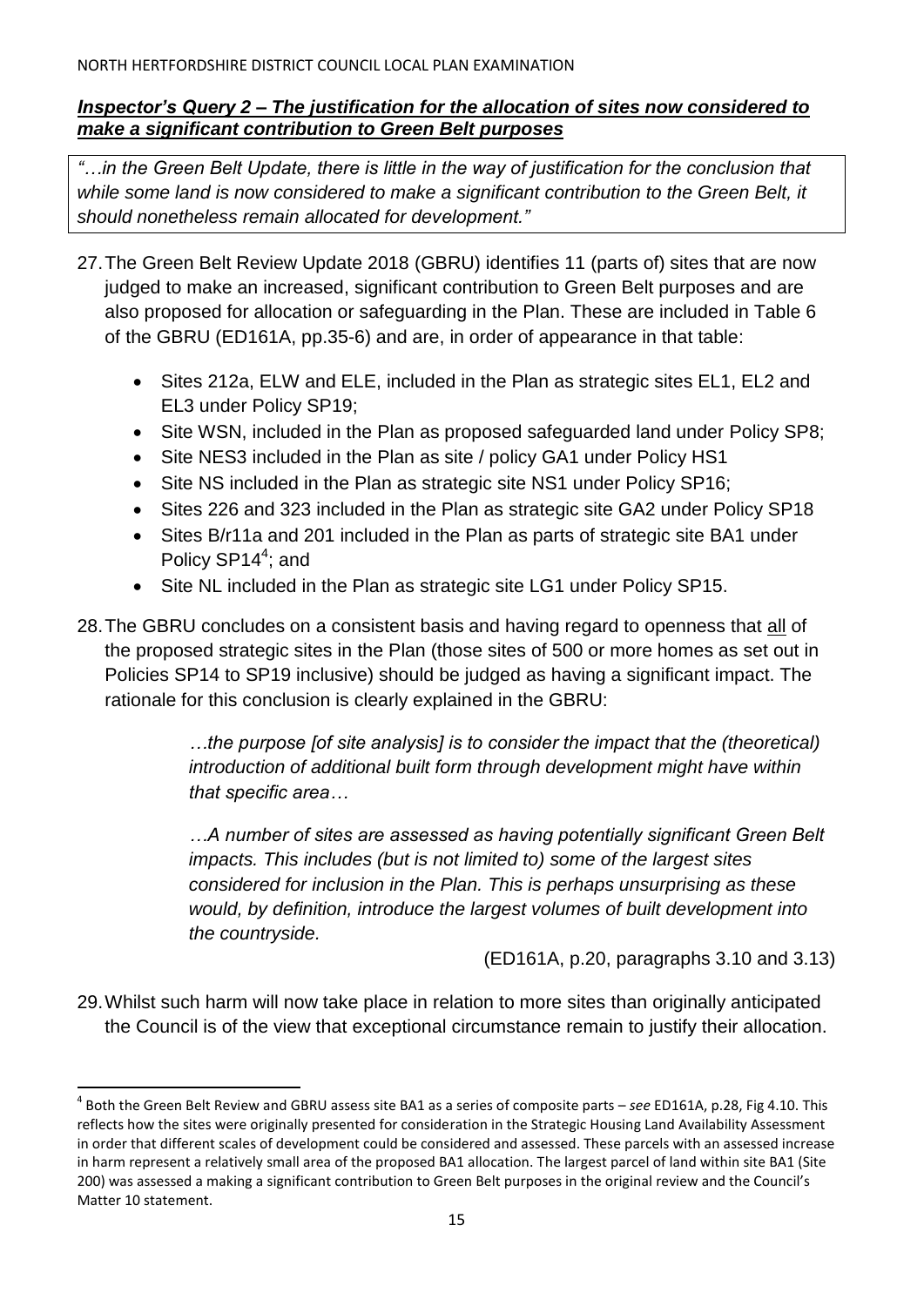### ***Inspector's Query 2 – The justification for the allocation of sites now considered to make a significant contribution to Green Belt purposes***

*"…in the Green Belt Update, there is little in the way of justification for the conclusion that while some land is now considered to make a significant contribution to the Green Belt, it should nonetheless remain allocated for development."*

27. The Green Belt Review Update 2018 (GBRU) identifies 11 (parts of) sites that are now judged to make an increased, significant contribution to Green Belt purposes and are also proposed for allocation or safeguarding in the Plan. These are included in Table 6 of the GBRU (ED161A, pp.35-6) and are, in order of appearance in that table:

    - Sites 212a, ELW and ELE, included in the Plan as strategic sites EL1, EL2 and EL3 under Policy SP19;
    - Site WSN, included in the Plan as proposed safeguarded land under Policy SP8;
    - Site NES3 included in the Plan as site / policy GA1 under Policy HS1
    - Site NS included in the Plan as strategic site NS1 under Policy SP16;
    - Sites 226 and 323 included in the Plan as strategic site GA2 under Policy SP18
    - Sites B/r11a and 201 included in the Plan as parts of strategic site BA1 under Policy SP14[4]; and
    - Site NL included in the Plan as strategic site LG1 under Policy SP15.

28. The GBRU concludes on a consistent basis and having regard to openness that <u>all</u> of the proposed strategic sites in the Plan (those sites of 500 or more homes as set out in Policies SP14 to SP19 inclusive) should be judged as having a significant impact. The rationale for this conclusion is clearly explained in the GBRU:

    > *…the purpose [of site analysis] is to consider the impact that the (theoretical) introduction of additional built form through development might have within that specific area…*
    >
    > *…A number of sites are assessed as having potentially significant Green Belt impacts. This includes (but is not limited to) some of the largest sites considered for inclusion in the Plan. This is perhaps unsurprising as these would, by definition, introduce the largest volumes of built development into the countryside.*
    >
    > (ED161A, p.20, paragraphs 3.10 and 3.13)

29. Whilst such harm will now take place in relation to more sites than originally anticipated the Council is of the view that exceptional circumstance remain to justify their allocation.

---

[4] Both the Green Belt Review and GBRU assess site BA1 as a series of composite parts – *see* ED161A, p.28, Fig 4.10. This reflects how the sites were originally presented for consideration in the Strategic Housing Land Availability Assessment in order that different scales of development could be considered and assessed. These parcels with an assessed increase in harm represent a relatively small area of the proposed BA1 allocation. The largest parcel of land within site BA1 (Site 200) was assessed a making a significant contribution to Green Belt purposes in the original review and the Council's Matter 10 statement.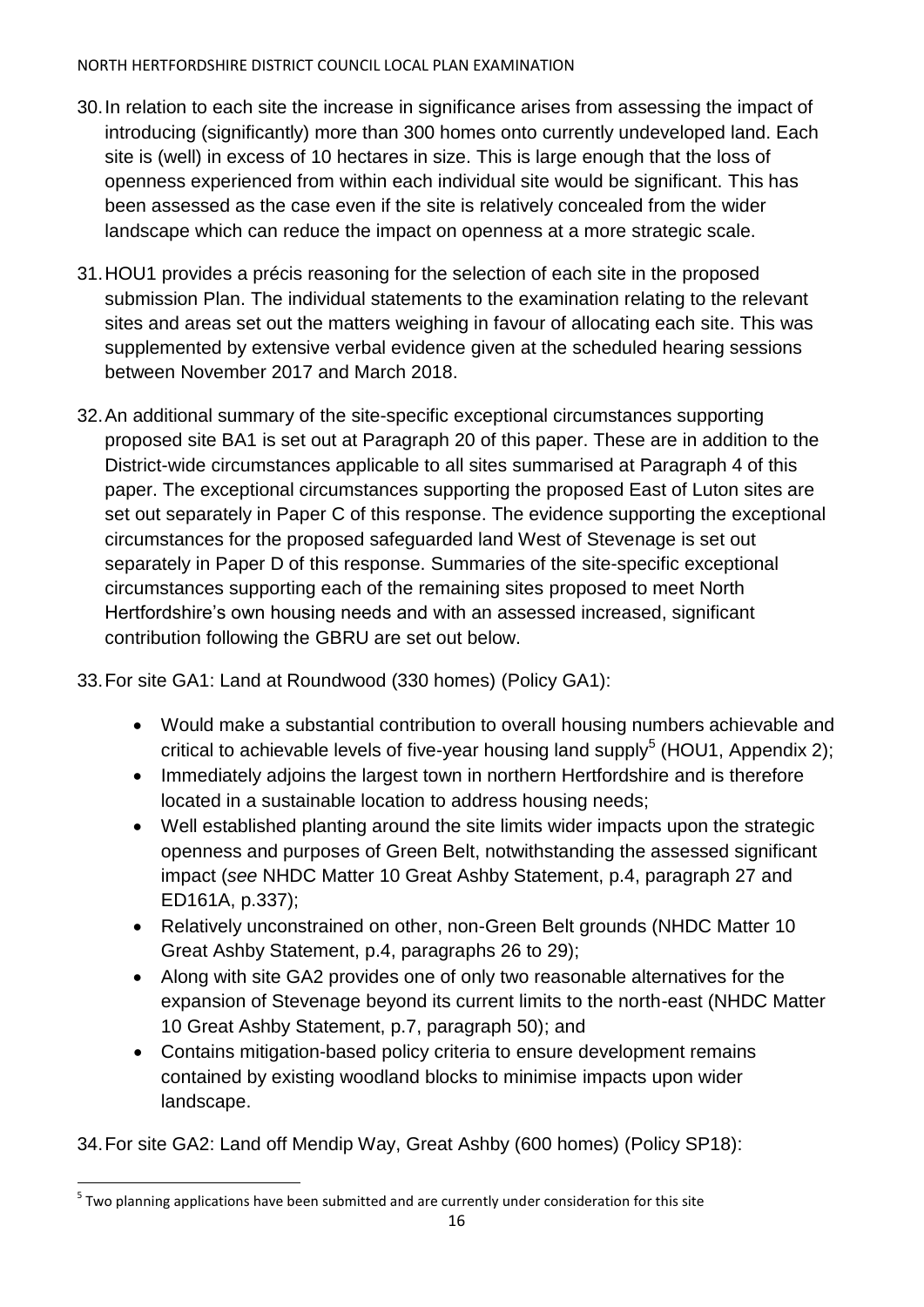30. In relation to each site the increase in significance arises from assessing the impact of introducing (significantly) more than 300 homes onto currently undeveloped land. Each site is (well) in excess of 10 hectares in size. This is large enough that the loss of openness experienced from within each individual site would be significant. This has been assessed as the case even if the site is relatively concealed from the wider landscape which can reduce the impact on openness at a more strategic scale.

31. HOU1 provides a précis reasoning for the selection of each site in the proposed submission Plan. The individual statements to the examination relating to the relevant sites and areas set out the matters weighing in favour of allocating each site. This was supplemented by extensive verbal evidence given at the scheduled hearing sessions between November 2017 and March 2018.

32. An additional summary of the site-specific exceptional circumstances supporting proposed site BA1 is set out at Paragraph 20 of this paper. These are in addition to the District-wide circumstances applicable to all sites summarised at Paragraph 4 of this paper. The exceptional circumstances supporting the proposed East of Luton sites are set out separately in Paper C of this response. The evidence supporting the exceptional circumstances for the proposed safeguarded land West of Stevenage is set out separately in Paper D of this response. Summaries of the site-specific exceptional circumstances supporting each of the remaining sites proposed to meet North Hertfordshire's own housing needs and with an assessed increased, significant contribution following the GBRU are set out below.

33. For site GA1: Land at Roundwood (330 homes) (Policy GA1):

- Would make a substantial contribution to overall housing numbers achievable and critical to achievable levels of five-year housing land supply[5] (HOU1, Appendix 2);
- Immediately adjoins the largest town in northern Hertfordshire and is therefore located in a sustainable location to address housing needs;
- Well established planting around the site limits wider impacts upon the strategic openness and purposes of Green Belt, notwithstanding the assessed significant impact (*see* NHDC Matter 10 Great Ashby Statement, p.4, paragraph 27 and ED161A, p.337);
- Relatively unconstrained on other, non-Green Belt grounds (NHDC Matter 10 Great Ashby Statement, p.4, paragraphs 26 to 29);
- Along with site GA2 provides one of only two reasonable alternatives for the expansion of Stevenage beyond its current limits to the north-east (NHDC Matter 10 Great Ashby Statement, p.7, paragraph 50); and
- Contains mitigation-based policy criteria to ensure development remains contained by existing woodland blocks to minimise impacts upon wider landscape.

34. For site GA2: Land off Mendip Way, Great Ashby (600 homes) (Policy SP18):

[5] Two planning applications have been submitted and are currently under consideration for this site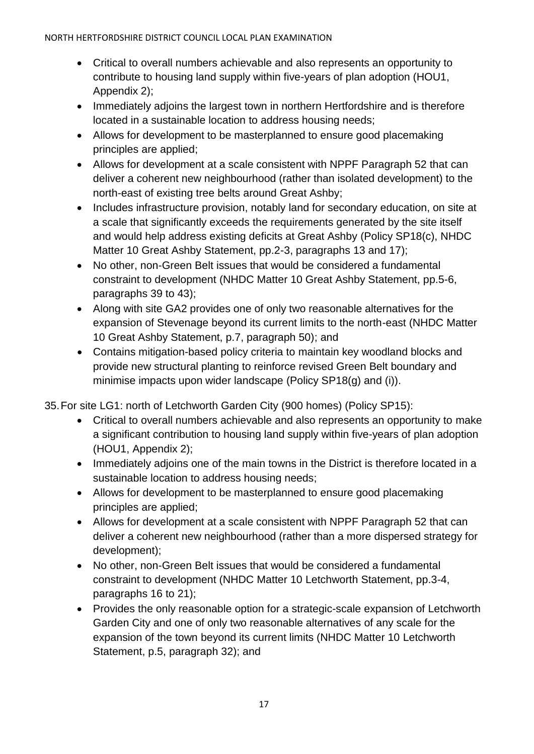- Critical to overall numbers achievable and also represents an opportunity to contribute to housing land supply within five-years of plan adoption (HOU1, Appendix 2);
- Immediately adjoins the largest town in northern Hertfordshire and is therefore located in a sustainable location to address housing needs;
- Allows for development to be masterplanned to ensure good placemaking principles are applied;
- Allows for development at a scale consistent with NPPF Paragraph 52 that can deliver a coherent new neighbourhood (rather than isolated development) to the north-east of existing tree belts around Great Ashby;
- Includes infrastructure provision, notably land for secondary education, on site at a scale that significantly exceeds the requirements generated by the site itself and would help address existing deficits at Great Ashby (Policy SP18(c), NHDC Matter 10 Great Ashby Statement, pp.2-3, paragraphs 13 and 17);
- No other, non-Green Belt issues that would be considered a fundamental constraint to development (NHDC Matter 10 Great Ashby Statement, pp.5-6, paragraphs 39 to 43);
- Along with site GA2 provides one of only two reasonable alternatives for the expansion of Stevenage beyond its current limits to the north-east (NHDC Matter 10 Great Ashby Statement, p.7, paragraph 50); and
- Contains mitigation-based policy criteria to maintain key woodland blocks and provide new structural planting to reinforce revised Green Belt boundary and minimise impacts upon wider landscape (Policy SP18(g) and (i)).

35. For site LG1: north of Letchworth Garden City (900 homes) (Policy SP15):
    - Critical to overall numbers achievable and also represents an opportunity to make a significant contribution to housing land supply within five-years of plan adoption (HOU1, Appendix 2);
    - Immediately adjoins one of the main towns in the District is therefore located in a sustainable location to address housing needs;
    - Allows for development to be masterplanned to ensure good placemaking principles are applied;
    - Allows for development at a scale consistent with NPPF Paragraph 52 that can deliver a coherent new neighbourhood (rather than a more dispersed strategy for development);
    - No other, non-Green Belt issues that would be considered a fundamental constraint to development (NHDC Matter 10 Letchworth Statement, pp.3-4, paragraphs 16 to 21);
    - Provides the only reasonable option for a strategic-scale expansion of Letchworth Garden City and one of only two reasonable alternatives of any scale for the expansion of the town beyond its current limits (NHDC Matter 10 Letchworth Statement, p.5, paragraph 32); and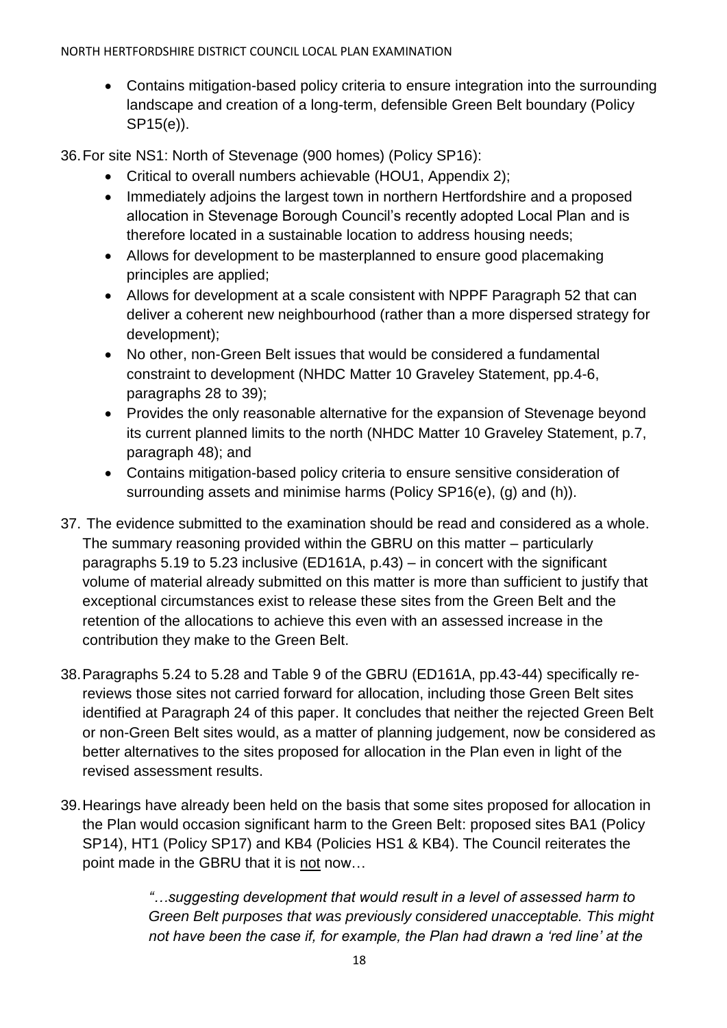- Contains mitigation-based policy criteria to ensure integration into the surrounding landscape and creation of a long-term, defensible Green Belt boundary (Policy SP15(e)).

36. For site NS1: North of Stevenage (900 homes) (Policy SP16):
    - Critical to overall numbers achievable (HOU1, Appendix 2);
    - Immediately adjoins the largest town in northern Hertfordshire and a proposed allocation in Stevenage Borough Council's recently adopted Local Plan and is therefore located in a sustainable location to address housing needs;
    - Allows for development to be masterplanned to ensure good placemaking principles are applied;
    - Allows for development at a scale consistent with NPPF Paragraph 52 that can deliver a coherent new neighbourhood (rather than a more dispersed strategy for development);
    - No other, non-Green Belt issues that would be considered a fundamental constraint to development (NHDC Matter 10 Graveley Statement, pp.4-6, paragraphs 28 to 39);
    - Provides the only reasonable alternative for the expansion of Stevenage beyond its current planned limits to the north (NHDC Matter 10 Graveley Statement, p.7, paragraph 48); and
    - Contains mitigation-based policy criteria to ensure sensitive consideration of surrounding assets and minimise harms (Policy SP16(e), (g) and (h)).

37. The evidence submitted to the examination should be read and considered as a whole. The summary reasoning provided within the GBRU on this matter – particularly paragraphs 5.19 to 5.23 inclusive (ED161A, p.43) – in concert with the significant volume of material already submitted on this matter is more than sufficient to justify that exceptional circumstances exist to release these sites from the Green Belt and the retention of the allocations to achieve this even with an assessed increase in the contribution they make to the Green Belt.

38. Paragraphs 5.24 to 5.28 and Table 9 of the GBRU (ED161A, pp.43-44) specifically re-reviews those sites not carried forward for allocation, including those Green Belt sites identified at Paragraph 24 of this paper. It concludes that neither the rejected Green Belt or non-Green Belt sites would, as a matter of planning judgement, now be considered as better alternatives to the sites proposed for allocation in the Plan even in light of the revised assessment results.

39. Hearings have already been held on the basis that some sites proposed for allocation in the Plan would occasion significant harm to the Green Belt: proposed sites BA1 (Policy SP14), HT1 (Policy SP17) and KB4 (Policies HS1 & KB4). The Council reiterates the point made in the GBRU that it is not now…

> *"…suggesting development that would result in a level of assessed harm to Green Belt purposes that was previously considered unacceptable. This might not have been the case if, for example, the Plan had drawn a 'red line' at the*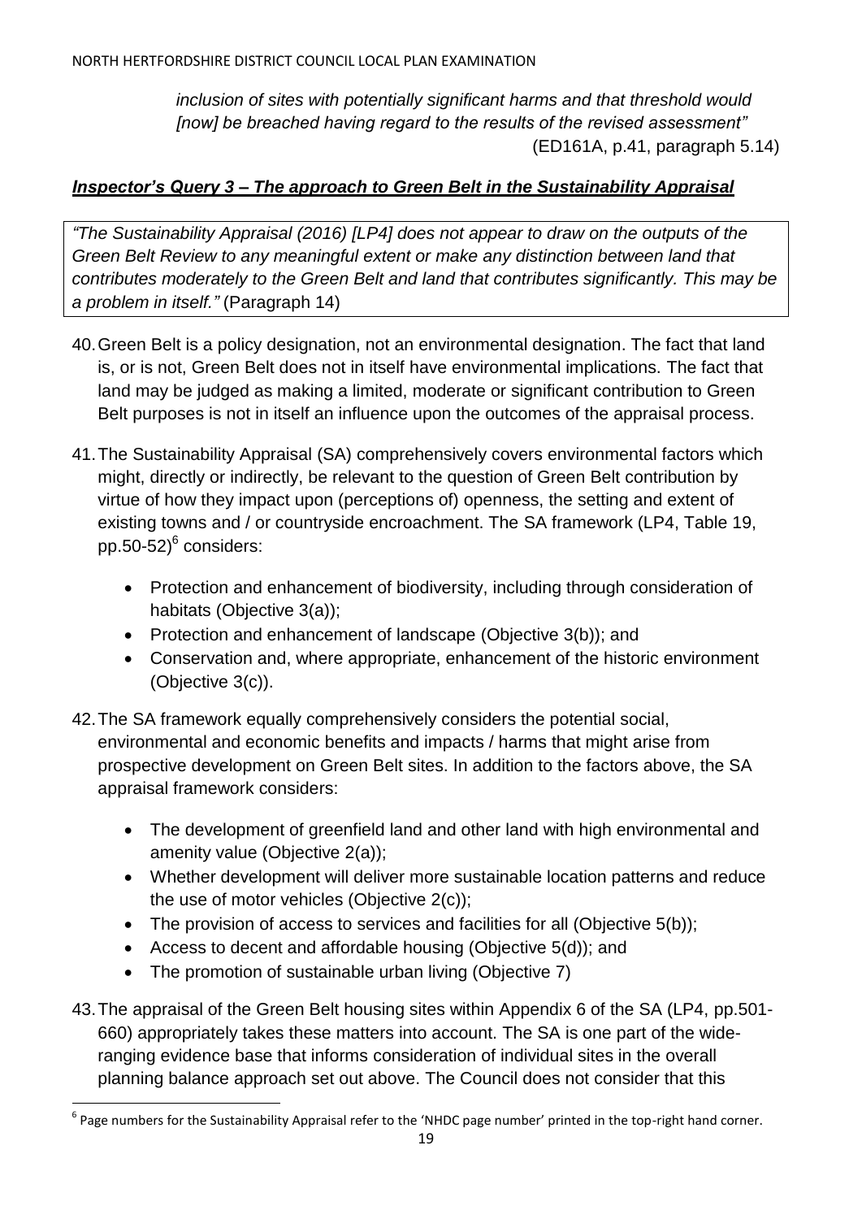*inclusion of sites with potentially significant harms and that threshold would [now] be breached having regard to the results of the revised assessment"*
(ED161A, p.41, paragraph 5.14)

## ***Inspector's Query 3 – The approach to Green Belt in the Sustainability Appraisal***

> *"The Sustainability Appraisal (2016) [LP4] does not appear to draw on the outputs of the Green Belt Review to any meaningful extent or make any distinction between land that contributes moderately to the Green Belt and land that contributes significantly. This may be a problem in itself."* (Paragraph 14)

40. Green Belt is a policy designation, not an environmental designation. The fact that land is, or is not, Green Belt does not in itself have environmental implications. The fact that land may be judged as making a limited, moderate or significant contribution to Green Belt purposes is not in itself an influence upon the outcomes of the appraisal process.

41. The Sustainability Appraisal (SA) comprehensively covers environmental factors which might, directly or indirectly, be relevant to the question of Green Belt contribution by virtue of how they impact upon (perceptions of) openness, the setting and extent of existing towns and / or countryside encroachment. The SA framework (LP4, Table 19, pp.50-52)[6] considers:

    - Protection and enhancement of biodiversity, including through consideration of habitats (Objective 3(a));
    - Protection and enhancement of landscape (Objective 3(b)); and
    - Conservation and, where appropriate, enhancement of the historic environment (Objective 3(c)).

42. The SA framework equally comprehensively considers the potential social, environmental and economic benefits and impacts / harms that might arise from prospective development on Green Belt sites. In addition to the factors above, the SA appraisal framework considers:

    - The development of greenfield land and other land with high environmental and amenity value (Objective 2(a));
    - Whether development will deliver more sustainable location patterns and reduce the use of motor vehicles (Objective 2(c));
    - The provision of access to services and facilities for all (Objective 5(b));
    - Access to decent and affordable housing (Objective 5(d)); and
    - The promotion of sustainable urban living (Objective 7)

43. The appraisal of the Green Belt housing sites within Appendix 6 of the SA (LP4, pp.501-660) appropriately takes these matters into account. The SA is one part of the wide-ranging evidence base that informs consideration of individual sites in the overall planning balance approach set out above. The Council does not consider that this

---

[6] Page numbers for the Sustainability Appraisal refer to the 'NHDC page number' printed in the top-right hand corner.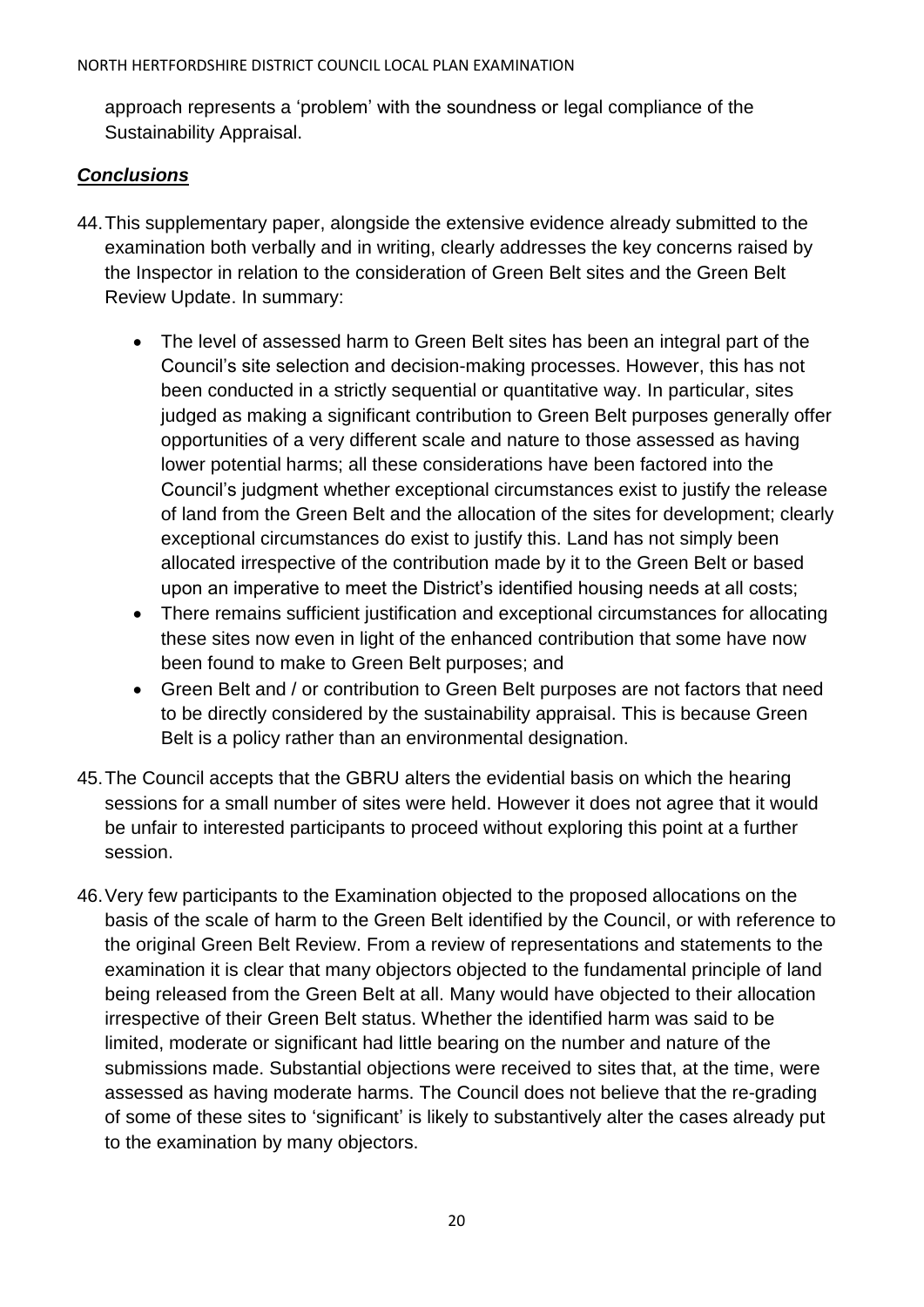approach represents a 'problem' with the soundness or legal compliance of the Sustainability Appraisal.

***Conclusions***

44. This supplementary paper, alongside the extensive evidence already submitted to the examination both verbally and in writing, clearly addresses the key concerns raised by the Inspector in relation to the consideration of Green Belt sites and the Green Belt Review Update. In summary:

    - The level of assessed harm to Green Belt sites has been an integral part of the Council's site selection and decision-making processes. However, this has not been conducted in a strictly sequential or quantitative way. In particular, sites judged as making a significant contribution to Green Belt purposes generally offer opportunities of a very different scale and nature to those assessed as having lower potential harms; all these considerations have been factored into the Council's judgment whether exceptional circumstances exist to justify the release of land from the Green Belt and the allocation of the sites for development; clearly exceptional circumstances do exist to justify this. Land has not simply been allocated irrespective of the contribution made by it to the Green Belt or based upon an imperative to meet the District's identified housing needs at all costs;
    - There remains sufficient justification and exceptional circumstances for allocating these sites now even in light of the enhanced contribution that some have now been found to make to Green Belt purposes; and
    - Green Belt and / or contribution to Green Belt purposes are not factors that need to be directly considered by the sustainability appraisal. This is because Green Belt is a policy rather than an environmental designation.

45. The Council accepts that the GBRU alters the evidential basis on which the hearing sessions for a small number of sites were held. However it does not agree that it would be unfair to interested participants to proceed without exploring this point at a further session.

46. Very few participants to the Examination objected to the proposed allocations on the basis of the scale of harm to the Green Belt identified by the Council, or with reference to the original Green Belt Review. From a review of representations and statements to the examination it is clear that many objectors objected to the fundamental principle of land being released from the Green Belt at all. Many would have objected to their allocation irrespective of their Green Belt status. Whether the identified harm was said to be limited, moderate or significant had little bearing on the number and nature of the submissions made. Substantial objections were received to sites that, at the time, were assessed as having moderate harms. The Council does not believe that the re-grading of some of these sites to 'significant' is likely to substantively alter the cases already put to the examination by many objectors.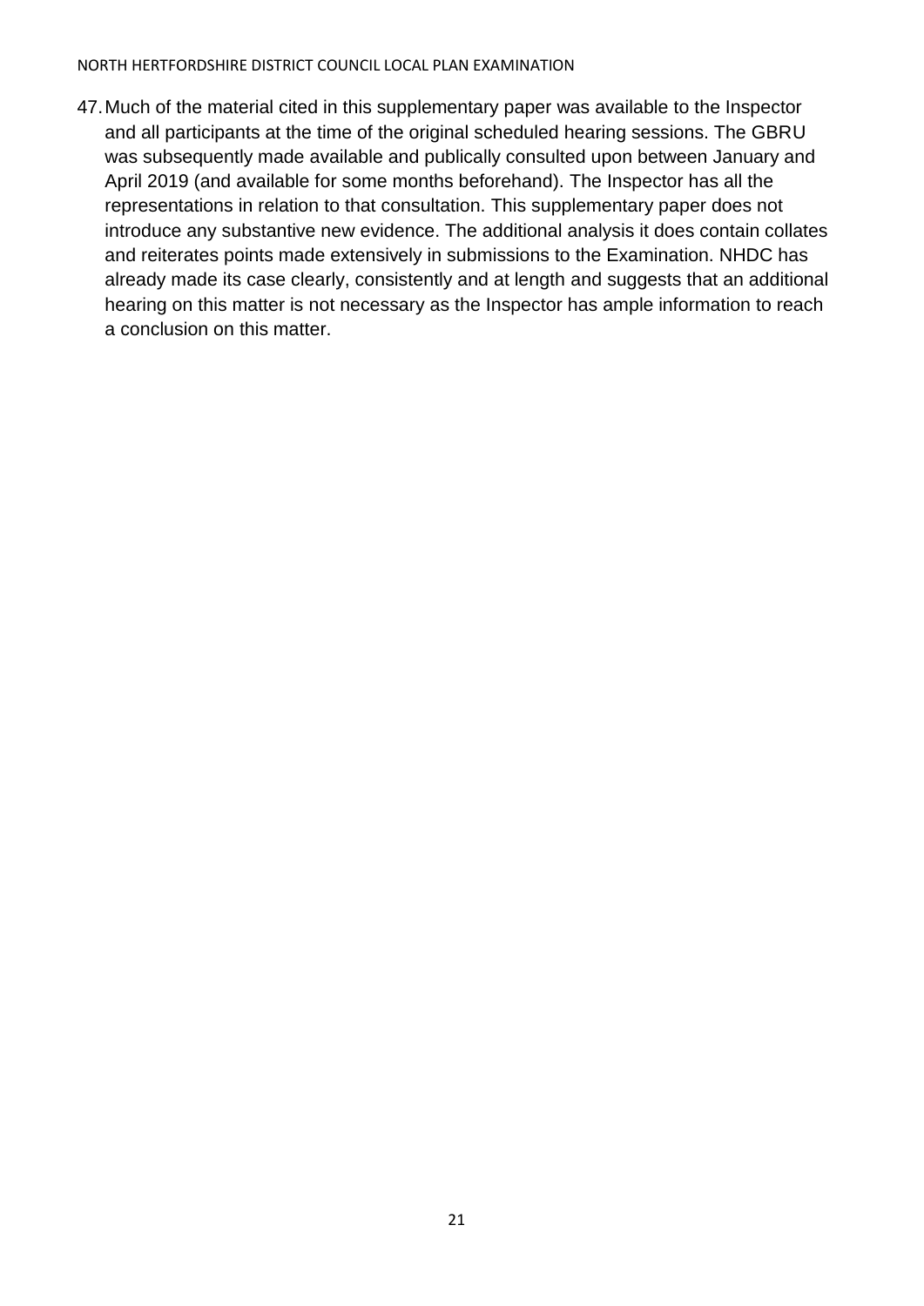47. Much of the material cited in this supplementary paper was available to the Inspector and all participants at the time of the original scheduled hearing sessions. The GBRU was subsequently made available and publically consulted upon between January and April 2019 (and available for some months beforehand). The Inspector has all the representations in relation to that consultation. This supplementary paper does not introduce any substantive new evidence. The additional analysis it does contain collates and reiterates points made extensively in submissions to the Examination. NHDC has already made its case clearly, consistently and at length and suggests that an additional hearing on this matter is not necessary as the Inspector has ample information to reach a conclusion on this matter.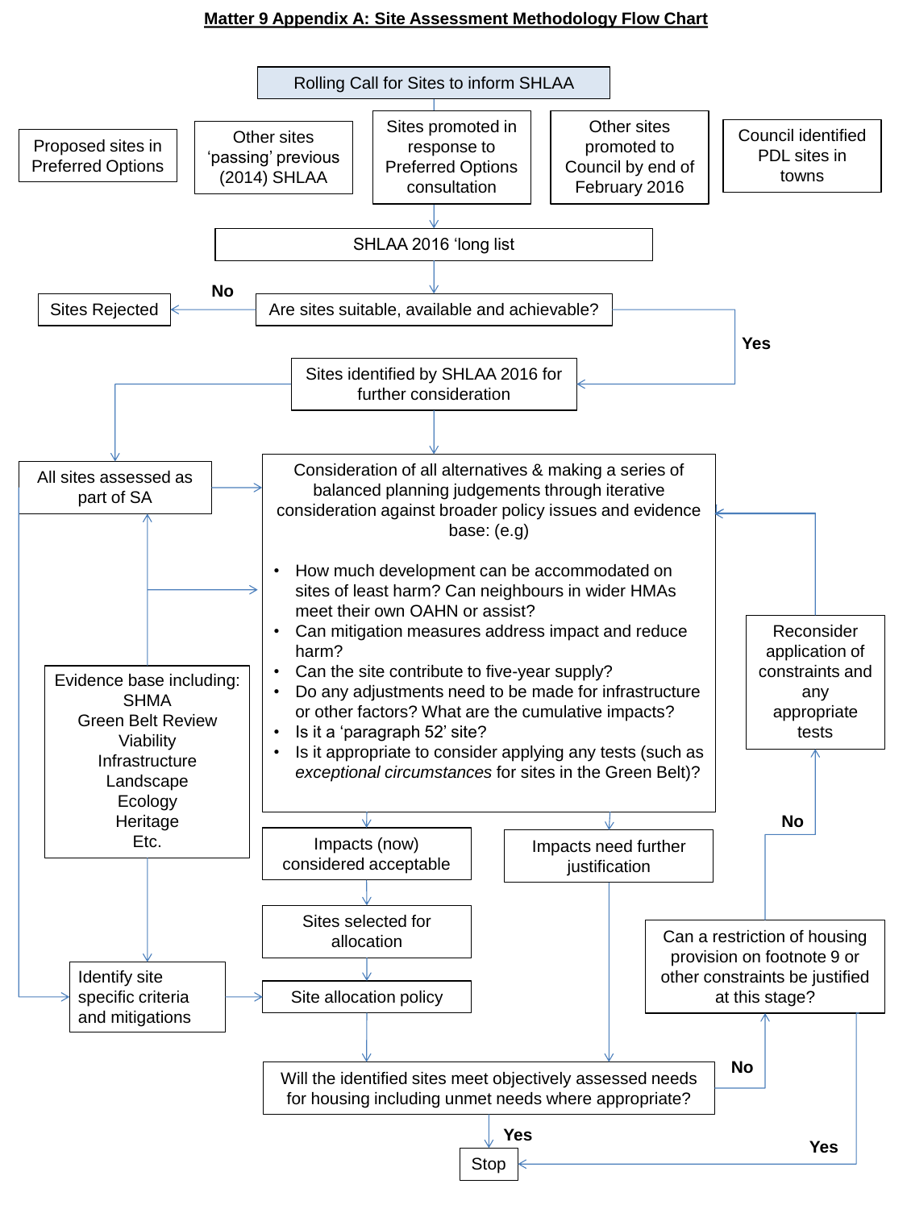# Matter 9 Appendix A: Site Assessment Methodology Flow Chart

Rolling Call for Sites to inform SHLAA

Proposed sites in Preferred Options

Other sites 'passing' previous (2014) SHLAA

Sites promoted in response to Preferred Options consultation

Other sites promoted to Council by end of February 2016

Council identified PDL sites in towns

SHLAA 2016 'long list

Are sites suitable, available and achievable?

No

Sites Rejected

Yes

Sites identified by SHLAA 2016 for further consideration

All sites assessed as part of SA

Consideration of all alternatives & making a series of balanced planning judgements through iterative consideration against broader policy issues and evidence base: (e.g)

- How much development can be accommodated on sites of least harm? Can neighbours in wider HMAs meet their own OAHN or assist?
- Can mitigation measures address impact and reduce harm?
- Can the site contribute to five-year supply?
- Do any adjustments need to be made for infrastructure or other factors? What are the cumulative impacts?
- Is it a 'paragraph 52' site?
- Is it appropriate to consider applying any tests (such as *exceptional circumstances* for sites in the Green Belt)?

Evidence base including:
SHMA
Green Belt Review
Viability
Infrastructure
Landscape
Ecology
Heritage
Etc.

Reconsider application of constraints and any appropriate tests

Impacts (now) considered acceptable

Impacts need further justification

Sites selected for allocation

Identify site specific criteria and mitigations

Site allocation policy

Can a restriction of housing provision on footnote 9 or other constraints be justified at this stage?

No

Will the identified sites meet objectively assessed needs for housing including unmet needs where appropriate?

No

Yes

Yes

Stop